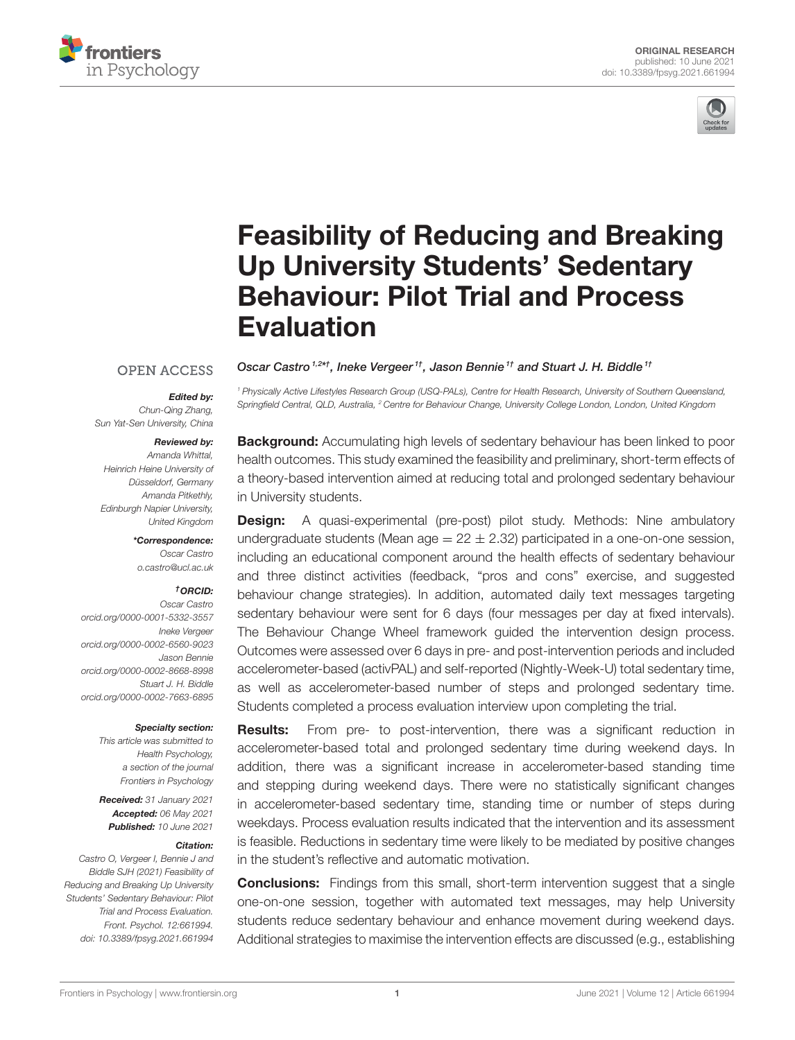ORIGINAL RESEARCH
published: 10 June 2021
doi: 10.3389/fpsyg.2021.661994

# Feasibility of Reducing and Breaking Up University Students' Sedentary Behaviour: Pilot Trial and Process Evaluation

*Oscar Castro[1,2*†], Ineke Vergeer[1†], Jason Bennie[1†] and Stuart J. H. Biddle[1†]*

[1] Physically Active Lifestyles Research Group (USQ-PALs), Centre for Health Research, University of Southern Queensland, Springfield Central, QLD, Australia, [2] Centre for Behaviour Change, University College London, London, United Kingdom

OPEN ACCESS

***Edited by:***
*Chun-Qing Zhang,*
*Sun Yat-Sen University, China*

***Reviewed by:***
*Amanda Whittal,*
*Heinrich Heine University of Düsseldorf, Germany*
*Amanda Pitkethly,*
*Edinburgh Napier University, United Kingdom*

***\*Correspondence:***
*Oscar Castro*
*o.castro@ucl.ac.uk*

***†ORCID:***
*Oscar Castro*
*orcid.org/0000-0001-5332-3557*
*Ineke Vergeer*
*orcid.org/0000-0002-6560-9023*
*Jason Bennie*
*orcid.org/0000-0002-8668-8998*
*Stuart J. H. Biddle*
*orcid.org/0000-0002-7663-6895*

***Specialty section:***
*This article was submitted to Health Psychology, a section of the journal Frontiers in Psychology*

***Received:*** *31 January 2021*
***Accepted:*** *06 May 2021*
***Published:*** *10 June 2021*

***Citation:***
*Castro O, Vergeer I, Bennie J and Biddle SJH (2021) Feasibility of Reducing and Breaking Up University Students' Sedentary Behaviour: Pilot Trial and Process Evaluation. Front. Psychol. 12:661994. doi: 10.3389/fpsyg.2021.661994*

**Background:** Accumulating high levels of sedentary behaviour has been linked to poor health outcomes. This study examined the feasibility and preliminary, short-term effects of a theory-based intervention aimed at reducing total and prolonged sedentary behaviour in University students.

**Design:** A quasi-experimental (pre-post) pilot study. Methods: Nine ambulatory undergraduate students (Mean age = 22 ± 2.32) participated in a one-on-one session, including an educational component around the health effects of sedentary behaviour and three distinct activities (feedback, "pros and cons" exercise, and suggested behaviour change strategies). In addition, automated daily text messages targeting sedentary behaviour were sent for 6 days (four messages per day at fixed intervals). The Behaviour Change Wheel framework guided the intervention design process. Outcomes were assessed over 6 days in pre- and post-intervention periods and included accelerometer-based (activPAL) and self-reported (Nightly-Week-U) total sedentary time, as well as accelerometer-based number of steps and prolonged sedentary time. Students completed a process evaluation interview upon completing the trial.

**Results:** From pre- to post-intervention, there was a significant reduction in accelerometer-based total and prolonged sedentary time during weekend days. In addition, there was a significant increase in accelerometer-based standing time and stepping during weekend days. There were no statistically significant changes in accelerometer-based sedentary time, standing time or number of steps during weekdays. Process evaluation results indicated that the intervention and its assessment is feasible. Reductions in sedentary time were likely to be mediated by positive changes in the student's reflective and automatic motivation.

**Conclusions:** Findings from this small, short-term intervention suggest that a single one-on-one session, together with automated text messages, may help University students reduce sedentary behaviour and enhance movement during weekend days. Additional strategies to maximise the intervention effects are discussed (e.g., establishing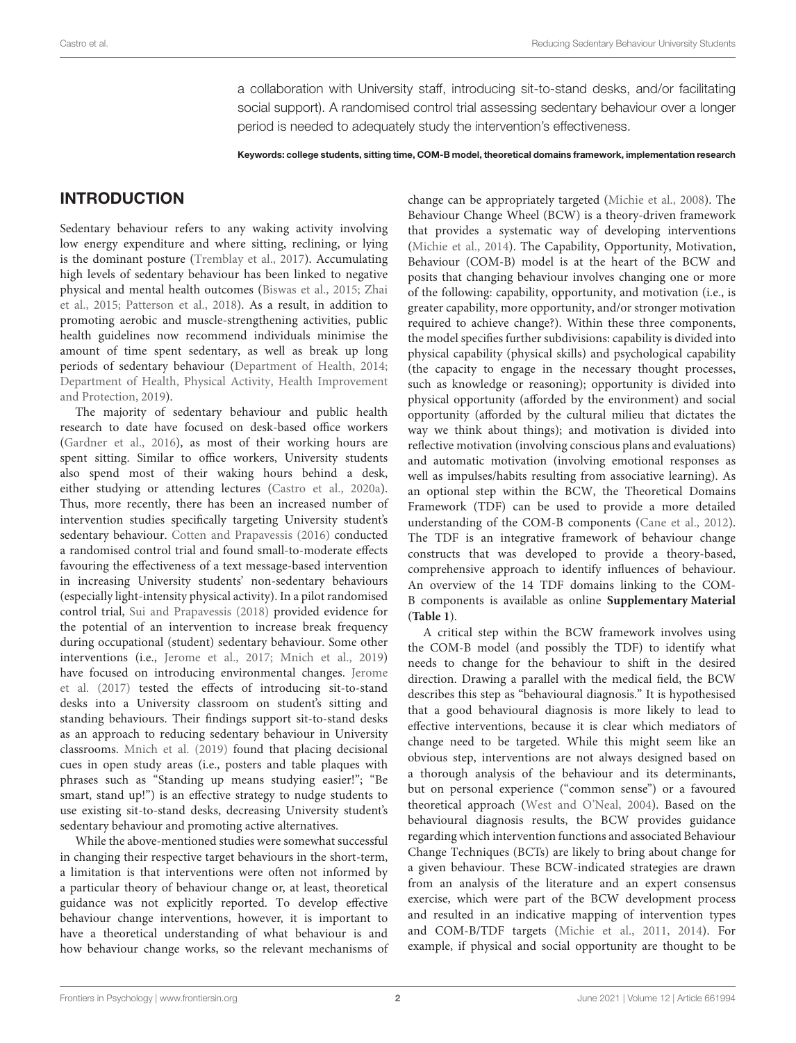a collaboration with University staff, introducing sit-to-stand desks, and/or facilitating social support). A randomised control trial assessing sedentary behaviour over a longer period is needed to adequately study the intervention's effectiveness.

**Keywords: college students, sitting time, COM-B model, theoretical domains framework, implementation research**

## INTRODUCTION

Sedentary behaviour refers to any waking activity involving low energy expenditure and where sitting, reclining, or lying is the dominant posture (Tremblay et al., 2017). Accumulating high levels of sedentary behaviour has been linked to negative physical and mental health outcomes (Biswas et al., 2015; Zhai et al., 2015; Patterson et al., 2018). As a result, in addition to promoting aerobic and muscle-strengthening activities, public health guidelines now recommend individuals minimise the amount of time spent sedentary, as well as break up long periods of sedentary behaviour (Department of Health, 2014; Department of Health, Physical Activity, Health Improvement and Protection, 2019).

The majority of sedentary behaviour and public health research to date have focused on desk-based office workers (Gardner et al., 2016), as most of their working hours are spent sitting. Similar to office workers, University students also spend most of their waking hours behind a desk, either studying or attending lectures (Castro et al., 2020a). Thus, more recently, there has been an increased number of intervention studies specifically targeting University student's sedentary behaviour. Cotten and Prapavessis (2016) conducted a randomised control trial and found small-to-moderate effects favouring the effectiveness of a text message-based intervention in increasing University students' non-sedentary behaviours (especially light-intensity physical activity). In a pilot randomised control trial, Sui and Prapavessis (2018) provided evidence for the potential of an intervention to increase break frequency during occupational (student) sedentary behaviour. Some other interventions (i.e., Jerome et al., 2017; Mnich et al., 2019) have focused on introducing environmental changes. Jerome et al. (2017) tested the effects of introducing sit-to-stand desks into a University classroom on student's sitting and standing behaviours. Their findings support sit-to-stand desks as an approach to reducing sedentary behaviour in University classrooms. Mnich et al. (2019) found that placing decisional cues in open study areas (i.e., posters and table plaques with phrases such as "Standing up means studying easier!"; "Be smart, stand up!") is an effective strategy to nudge students to use existing sit-to-stand desks, decreasing University student's sedentary behaviour and promoting active alternatives.

While the above-mentioned studies were somewhat successful in changing their respective target behaviours in the short-term, a limitation is that interventions were often not informed by a particular theory of behaviour change or, at least, theoretical guidance was not explicitly reported. To develop effective behaviour change interventions, however, it is important to have a theoretical understanding of what behaviour is and how behaviour change works, so the relevant mechanisms of change can be appropriately targeted (Michie et al., 2008). The Behaviour Change Wheel (BCW) is a theory-driven framework that provides a systematic way of developing interventions (Michie et al., 2014). The Capability, Opportunity, Motivation, Behaviour (COM-B) model is at the heart of the BCW and posits that changing behaviour involves changing one or more of the following: capability, opportunity, and motivation (i.e., is greater capability, more opportunity, and/or stronger motivation required to achieve change?). Within these three components, the model specifies further subdivisions: capability is divided into physical capability (physical skills) and psychological capability (the capacity to engage in the necessary thought processes, such as knowledge or reasoning); opportunity is divided into physical opportunity (afforded by the environment) and social opportunity (afforded by the cultural milieu that dictates the way we think about things); and motivation is divided into reflective motivation (involving conscious plans and evaluations) and automatic motivation (involving emotional responses as well as impulses/habits resulting from associative learning). As an optional step within the BCW, the Theoretical Domains Framework (TDF) can be used to provide a more detailed understanding of the COM-B components (Cane et al., 2012). The TDF is an integrative framework of behaviour change constructs that was developed to provide a theory-based, comprehensive approach to identify influences of behaviour. An overview of the 14 TDF domains linking to the COM-B components is available as online **Supplementary Material** (**Table 1**).

A critical step within the BCW framework involves using the COM-B model (and possibly the TDF) to identify what needs to change for the behaviour to shift in the desired direction. Drawing a parallel with the medical field, the BCW describes this step as "behavioural diagnosis." It is hypothesised that a good behavioural diagnosis is more likely to lead to effective interventions, because it is clear which mediators of change need to be targeted. While this might seem like an obvious step, interventions are not always designed based on a thorough analysis of the behaviour and its determinants, but on personal experience ("common sense") or a favoured theoretical approach (West and O'Neal, 2004). Based on the behavioural diagnosis results, the BCW provides guidance regarding which intervention functions and associated Behaviour Change Techniques (BCTs) are likely to bring about change for a given behaviour. These BCW-indicated strategies are drawn from an analysis of the literature and an expert consensus exercise, which were part of the BCW development process and resulted in an indicative mapping of intervention types and COM-B/TDF targets (Michie et al., 2011, 2014). For example, if physical and social opportunity are thought to be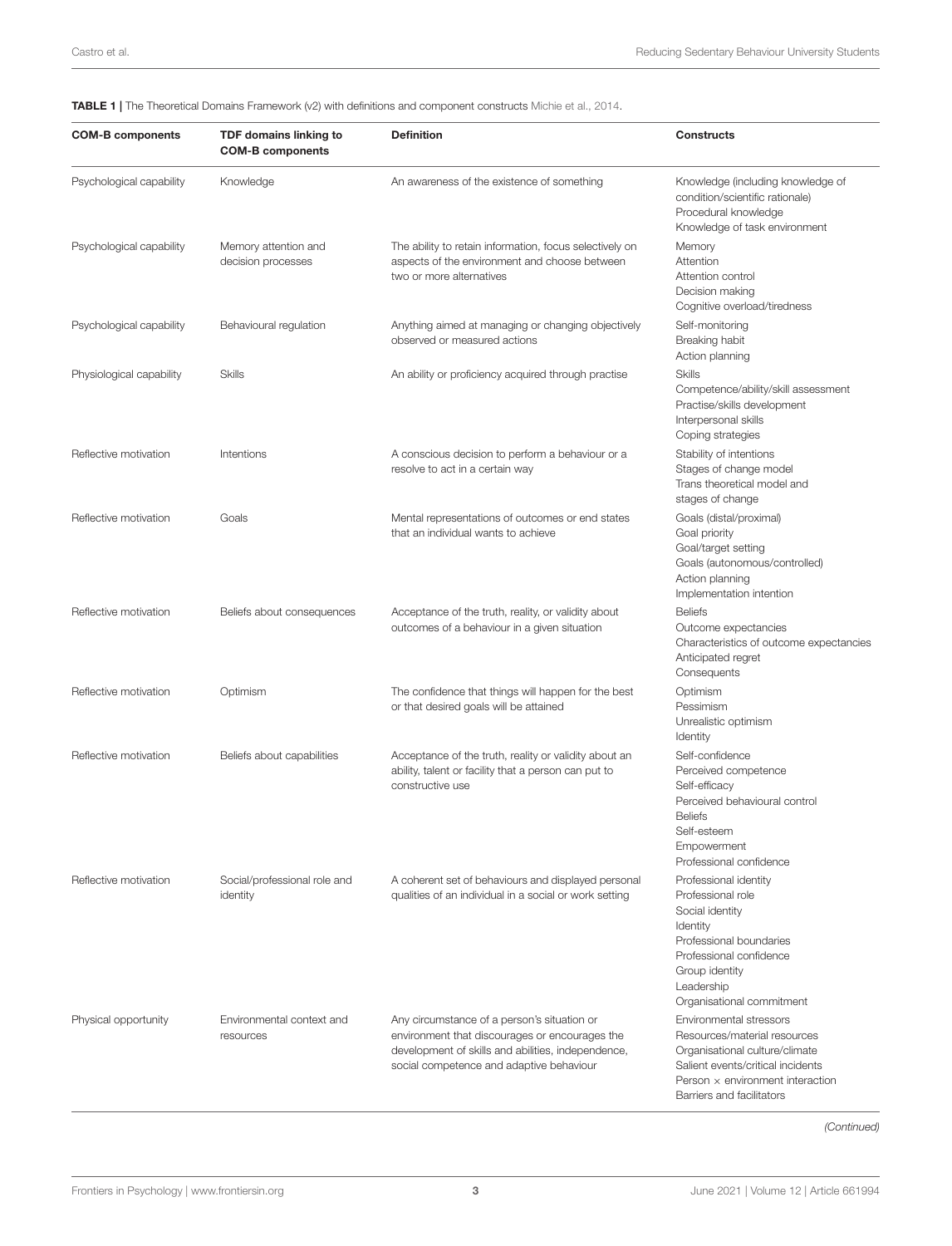**TABLE 1 |** The Theoretical Domains Framework (v2) with definitions and component constructs Michie et al., 2014.

| COM-B components | TDF domains linking to COM-B components | Definition | Constructs |
|---|---|---|---|
| Psychological capability | Knowledge | An awareness of the existence of something | Knowledge (including knowledge of condition/scientific rationale)<br>Procedural knowledge<br>Knowledge of task environment |
| Psychological capability | Memory attention and decision processes | The ability to retain information, focus selectively on aspects of the environment and choose between two or more alternatives | Memory<br>Attention<br>Attention control<br>Decision making<br>Cognitive overload/tiredness |
| Psychological capability | Behavioural regulation | Anything aimed at managing or changing objectively observed or measured actions | Self-monitoring<br>Breaking habit<br>Action planning |
| Physiological capability | Skills | An ability or proficiency acquired through practise | Skills<br>Competence/ability/skill assessment<br>Practise/skills development<br>Interpersonal skills<br>Coping strategies |
| Reflective motivation | Intentions | A conscious decision to perform a behaviour or a resolve to act in a certain way | Stability of intentions<br>Stages of change model<br>Trans theoretical model and stages of change |
| Reflective motivation | Goals | Mental representations of outcomes or end states that an individual wants to achieve | Goals (distal/proximal)<br>Goal priority<br>Goal/target setting<br>Goals (autonomous/controlled)<br>Action planning<br>Implementation intention |
| Reflective motivation | Beliefs about consequences | Acceptance of the truth, reality, or validity about outcomes of a behaviour in a given situation | Beliefs<br>Outcome expectancies<br>Characteristics of outcome expectancies<br>Anticipated regret<br>Consequents |
| Reflective motivation | Optimism | The confidence that things will happen for the best or that desired goals will be attained | Optimism<br>Pessimism<br>Unrealistic optimism<br>Identity |
| Reflective motivation | Beliefs about capabilities | Acceptance of the truth, reality or validity about an ability, talent or facility that a person can put to constructive use | Self-confidence<br>Perceived competence<br>Self-efficacy<br>Perceived behavioural control<br>Beliefs<br>Self-esteem<br>Empowerment<br>Professional confidence |
| Reflective motivation | Social/professional role and identity | A coherent set of behaviours and displayed personal qualities of an individual in a social or work setting | Professional identity<br>Professional role<br>Social identity<br>Identity<br>Professional boundaries<br>Professional confidence<br>Group identity<br>Leadership<br>Organisational commitment |
| Physical opportunity | Environmental context and resources | Any circumstance of a person's situation or environment that discourages or encourages the development of skills and abilities, independence, social competence and adaptive behaviour | Environmental stressors<br>Resources/material resources<br>Organisational culture/climate<br>Salient events/critical incidents<br>Person × environment interaction<br>Barriers and facilitators |

*(Continued)*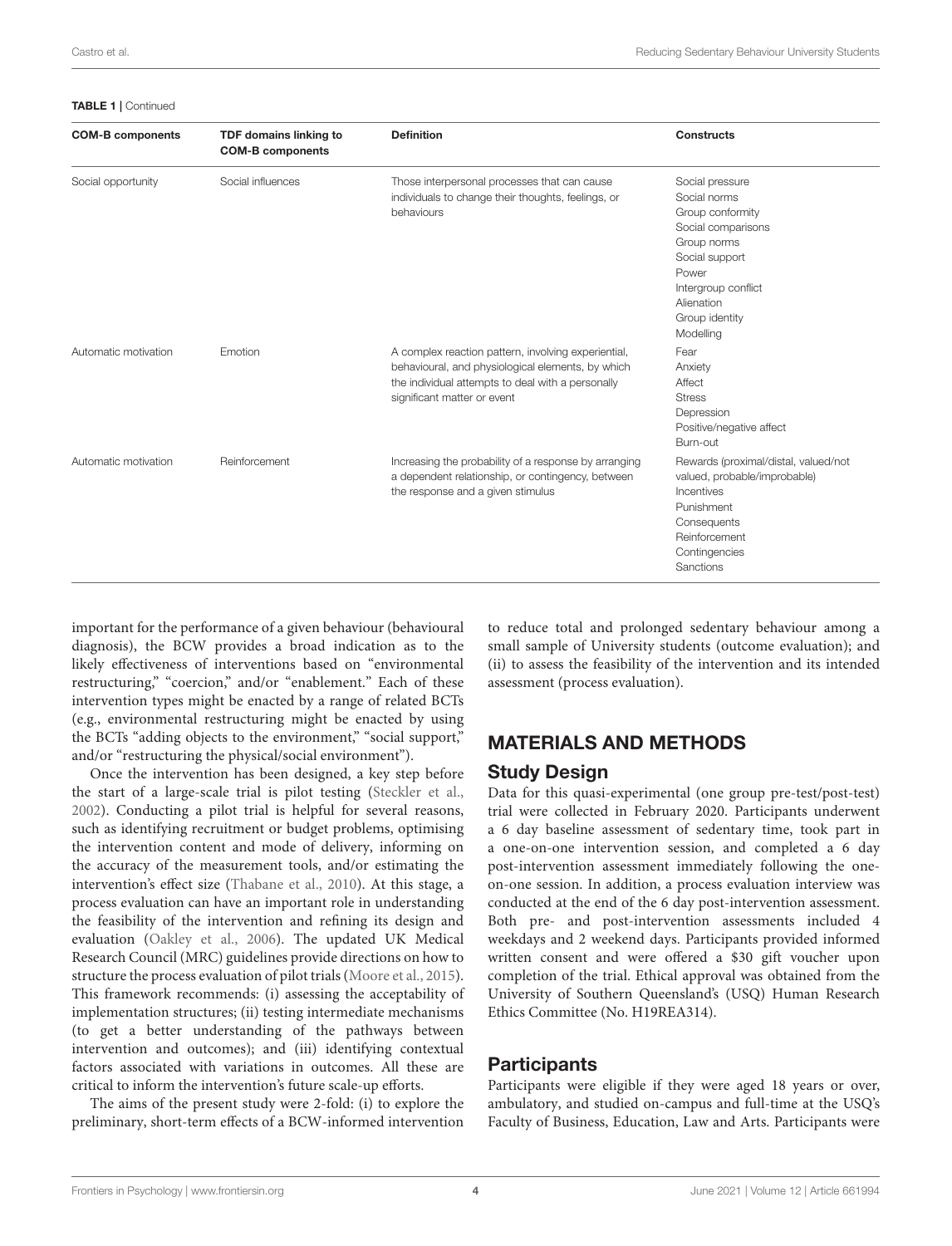**TABLE 1 | Continued**

| COM-B components | TDF domains linking to COM-B components | Definition | Constructs |
|---|---|---|---|
| Social opportunity | Social influences | Those interpersonal processes that can cause individuals to change their thoughts, feelings, or behaviours | Social pressure<br>Social norms<br>Group conformity<br>Social comparisons<br>Group norms<br>Social support<br>Power<br>Intergroup conflict<br>Alienation<br>Group identity<br>Modelling |
| Automatic motivation | Emotion | A complex reaction pattern, involving experiential, behavioural, and physiological elements, by which the individual attempts to deal with a personally significant matter or event | Fear<br>Anxiety<br>Affect<br>Stress<br>Depression<br>Positive/negative affect<br>Burn-out |
| Automatic motivation | Reinforcement | Increasing the probability of a response by arranging a dependent relationship, or contingency, between the response and a given stimulus | Rewards (proximal/distal, valued/not valued, probable/improbable)<br>Incentives<br>Punishment<br>Consequents<br>Reinforcement<br>Contingencies<br>Sanctions |

important for the performance of a given behaviour (behavioural diagnosis), the BCW provides a broad indication as to the likely effectiveness of interventions based on "environmental restructuring," "coercion," and/or "enablement." Each of these intervention types might be enacted by a range of related BCTs (e.g., environmental restructuring might be enacted by using the BCTs "adding objects to the environment," "social support," and/or "restructuring the physical/social environment").

Once the intervention has been designed, a key step before the start of a large-scale trial is pilot testing (Steckler et al., 2002). Conducting a pilot trial is helpful for several reasons, such as identifying recruitment or budget problems, optimising the intervention content and mode of delivery, informing on the accuracy of the measurement tools, and/or estimating the intervention's effect size (Thabane et al., 2010). At this stage, a process evaluation can have an important role in understanding the feasibility of the intervention and refining its design and evaluation (Oakley et al., 2006). The updated UK Medical Research Council (MRC) guidelines provide directions on how to structure the process evaluation of pilot trials (Moore et al., 2015). This framework recommends: (i) assessing the acceptability of implementation structures; (ii) testing intermediate mechanisms (to get a better understanding of the pathways between intervention and outcomes); and (iii) identifying contextual factors associated with variations in outcomes. All these are critical to inform the intervention's future scale-up efforts.

The aims of the present study were 2-fold: (i) to explore the preliminary, short-term effects of a BCW-informed intervention to reduce total and prolonged sedentary behaviour among a small sample of University students (outcome evaluation); and (ii) to assess the feasibility of the intervention and its intended assessment (process evaluation).

## MATERIALS AND METHODS

### Study Design

Data for this quasi-experimental (one group pre-test/post-test) trial were collected in February 2020. Participants underwent a 6 day baseline assessment of sedentary time, took part in a one-on-one intervention session, and completed a 6 day post-intervention assessment immediately following the one-on-one session. In addition, a process evaluation interview was conducted at the end of the 6 day post-intervention assessment. Both pre- and post-intervention assessments included 4 weekdays and 2 weekend days. Participants provided informed written consent and were offered a $30 gift voucher upon completion of the trial. Ethical approval was obtained from the University of Southern Queensland's (USQ) Human Research Ethics Committee (No. H19REA314).

### Participants

Participants were eligible if they were aged 18 years or over, ambulatory, and studied on-campus and full-time at the USQ's Faculty of Business, Education, Law and Arts. Participants were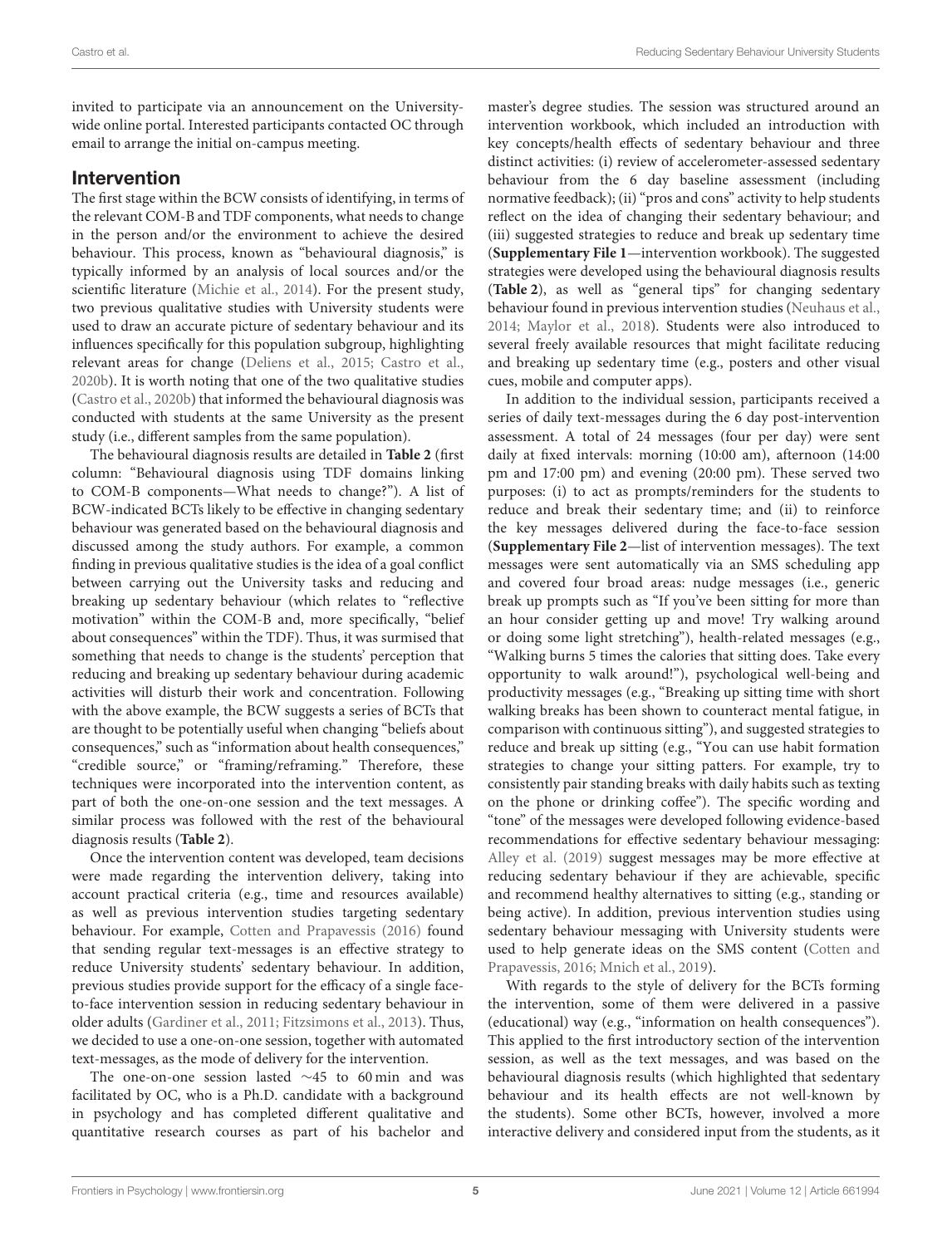invited to participate via an announcement on the University-wide online portal. Interested participants contacted OC through email to arrange the initial on-campus meeting.

## Intervention

The first stage within the BCW consists of identifying, in terms of the relevant COM-B and TDF components, what needs to change in the person and/or the environment to achieve the desired behaviour. This process, known as "behavioural diagnosis," is typically informed by an analysis of local sources and/or the scientific literature (Michie et al., 2014). For the present study, two previous qualitative studies with University students were used to draw an accurate picture of sedentary behaviour and its influences specifically for this population subgroup, highlighting relevant areas for change (Deliens et al., 2015; Castro et al., 2020b). It is worth noting that one of the two qualitative studies (Castro et al., 2020b) that informed the behavioural diagnosis was conducted with students at the same University as the present study (i.e., different samples from the same population).

The behavioural diagnosis results are detailed in **Table 2** (first column: "Behavioural diagnosis using TDF domains linking to COM-B components—What needs to change?"). A list of BCW-indicated BCTs likely to be effective in changing sedentary behaviour was generated based on the behavioural diagnosis and discussed among the study authors. For example, a common finding in previous qualitative studies is the idea of a goal conflict between carrying out the University tasks and reducing and breaking up sedentary behaviour (which relates to "reflective motivation" within the COM-B and, more specifically, "belief about consequences" within the TDF). Thus, it was surmised that something that needs to change is the students' perception that reducing and breaking up sedentary behaviour during academic activities will disturb their work and concentration. Following with the above example, the BCW suggests a series of BCTs that are thought to be potentially useful when changing "beliefs about consequences," such as "information about health consequences," "credible source," or "framing/reframing." Therefore, these techniques were incorporated into the intervention content, as part of both the one-on-one session and the text messages. A similar process was followed with the rest of the behavioural diagnosis results (**Table 2**).

Once the intervention content was developed, team decisions were made regarding the intervention delivery, taking into account practical criteria (e.g., time and resources available) as well as previous intervention studies targeting sedentary behaviour. For example, Cotten and Prapavessis (2016) found that sending regular text-messages is an effective strategy to reduce University students' sedentary behaviour. In addition, previous studies provide support for the efficacy of a single face-to-face intervention session in reducing sedentary behaviour in older adults (Gardiner et al., 2011; Fitzsimons et al., 2013). Thus, we decided to use a one-on-one session, together with automated text-messages, as the mode of delivery for the intervention.

The one-on-one session lasted ~45 to 60 min and was facilitated by OC, who is a Ph.D. candidate with a background in psychology and has completed different qualitative and quantitative research courses as part of his bachelor and master's degree studies. The session was structured around an intervention workbook, which included an introduction with key concepts/health effects of sedentary behaviour and three distinct activities: (i) review of accelerometer-assessed sedentary behaviour from the 6 day baseline assessment (including normative feedback); (ii) "pros and cons" activity to help students reflect on the idea of changing their sedentary behaviour; and (iii) suggested strategies to reduce and break up sedentary time (**Supplementary File 1**—intervention workbook). The suggested strategies were developed using the behavioural diagnosis results (**Table 2**), as well as "general tips" for changing sedentary behaviour found in previous intervention studies (Neuhaus et al., 2014; Maylor et al., 2018). Students were also introduced to several freely available resources that might facilitate reducing and breaking up sedentary time (e.g., posters and other visual cues, mobile and computer apps).

In addition to the individual session, participants received a series of daily text-messages during the 6 day post-intervention assessment. A total of 24 messages (four per day) were sent daily at fixed intervals: morning (10:00 am), afternoon (14:00 pm and 17:00 pm) and evening (20:00 pm). These served two purposes: (i) to act as prompts/reminders for the students to reduce and break their sedentary time; and (ii) to reinforce the key messages delivered during the face-to-face session (**Supplementary File 2**—list of intervention messages). The text messages were sent automatically via an SMS scheduling app and covered four broad areas: nudge messages (i.e., generic break up prompts such as "If you've been sitting for more than an hour consider getting up and move! Try walking around or doing some light stretching"), health-related messages (e.g., "Walking burns 5 times the calories that sitting does. Take every opportunity to walk around!"), psychological well-being and productivity messages (e.g., "Breaking up sitting time with short walking breaks has been shown to counteract mental fatigue, in comparison with continuous sitting"), and suggested strategies to reduce and break up sitting (e.g., "You can use habit formation strategies to change your sitting patters. For example, try to consistently pair standing breaks with daily habits such as texting on the phone or drinking coffee"). The specific wording and "tone" of the messages were developed following evidence-based recommendations for effective sedentary behaviour messaging: Alley et al. (2019) suggest messages may be more effective at reducing sedentary behaviour if they are achievable, specific and recommend healthy alternatives to sitting (e.g., standing or being active). In addition, previous intervention studies using sedentary behaviour messaging with University students were used to help generate ideas on the SMS content (Cotten and Prapavessis, 2016; Mnich et al., 2019).

With regards to the style of delivery for the BCTs forming the intervention, some of them were delivered in a passive (educational) way (e.g., "information on health consequences"). This applied to the first introductory section of the intervention session, as well as the text messages, and was based on the behavioural diagnosis results (which highlighted that sedentary behaviour and its health effects are not well-known by the students). Some other BCTs, however, involved a more interactive delivery and considered input from the students, as it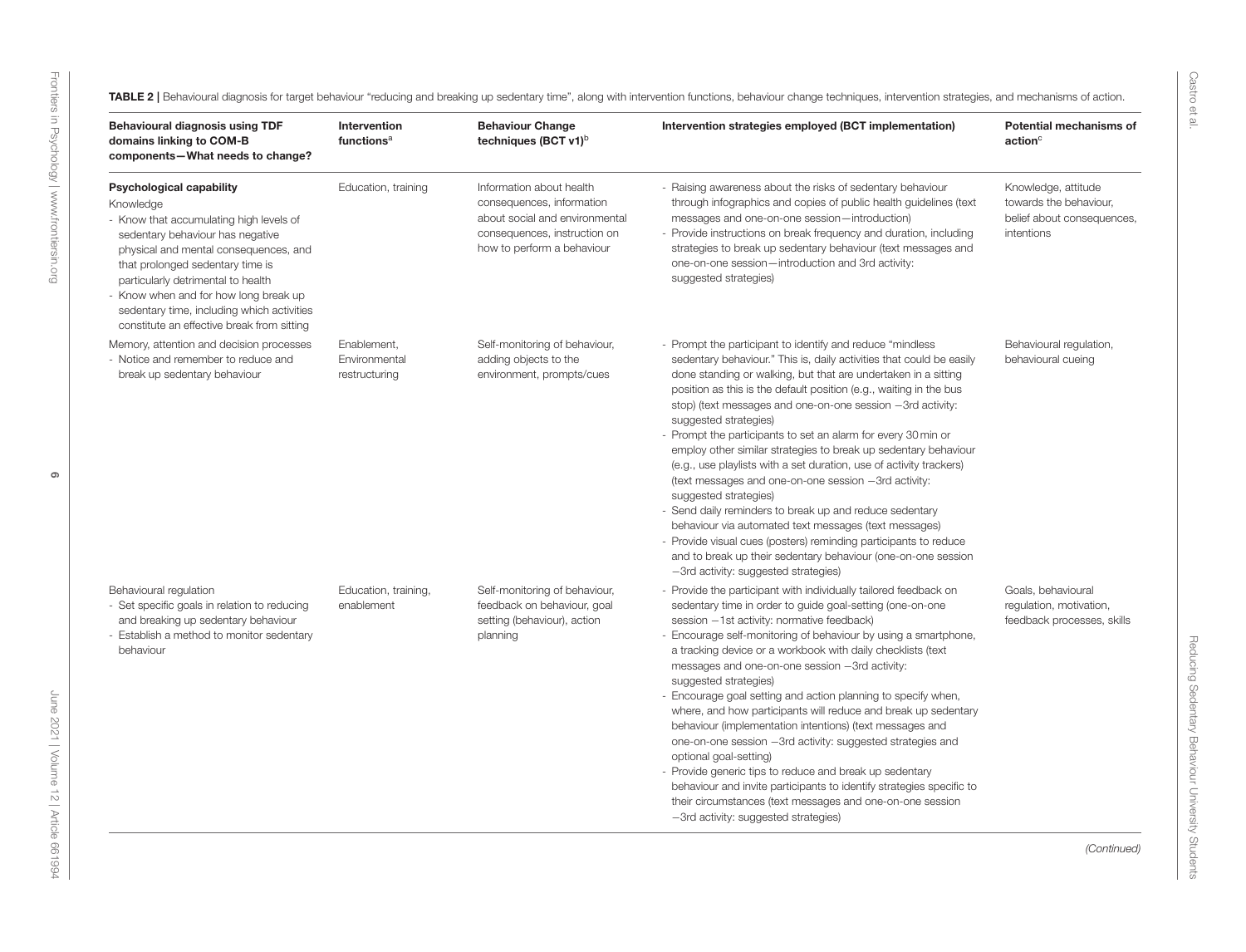**TABLE 2 |** Behavioural diagnosis for target behaviour "reducing and breaking up sedentary time", along with intervention functions, behaviour change techniques, intervention strategies, and mechanisms of action.

| Behavioural diagnosis using TDF domains linking to COM-B components—What needs to change? | Intervention functions[a] | Behaviour Change techniques (BCT v1)[b] | Intervention strategies employed (BCT implementation) | Potential mechanisms of action[c] |
|---|---|---|---|---|
| **Psychological capability**<br>Knowledge<br>- Know that accumulating high levels of sedentary behaviour has negative physical and mental consequences, and that prolonged sedentary time is particularly detrimental to health<br>- Know when and for how long break up sedentary time, including which activities constitute an effective break from sitting | Education, training | Information about health consequences, information about social and environmental consequences, instruction on how to perform a behaviour | - Raising awareness about the risks of sedentary behaviour through infographics and copies of public health guidelines (text messages and one-on-one session—introduction)<br>- Provide instructions on break frequency and duration, including strategies to break up sedentary behaviour (text messages and one-on-one session—introduction and 3rd activity: suggested strategies) | Knowledge, attitude towards the behaviour, belief about consequences, intentions |
| Memory, attention and decision processes<br>- Notice and remember to reduce and break up sedentary behaviour | Enablement, Environmental restructuring | Self-monitoring of behaviour, adding objects to the environment, prompts/cues | - Prompt the participant to identify and reduce "mindless sedentary behaviour." This is, daily activities that could be easily done standing or walking, but that are undertaken in a sitting position as this is the default position (e.g., waiting in the bus stop) (text messages and one-on-one session −3rd activity: suggested strategies)<br>- Prompt the participants to set an alarm for every 30 min or employ other similar strategies to break up sedentary behaviour (e.g., use playlists with a set duration, use of activity trackers) (text messages and one-on-one session −3rd activity: suggested strategies)<br>- Send daily reminders to break up and reduce sedentary behaviour via automated text messages (text messages)<br>- Provide visual cues (posters) reminding participants to reduce and to break up their sedentary behaviour (one-on-one session −3rd activity: suggested strategies) | Behavioural regulation, behavioural cueing |
| Behavioural regulation<br>- Set specific goals in relation to reducing and breaking up sedentary behaviour<br>- Establish a method to monitor sedentary behaviour | Education, training, enablement | Self-monitoring of behaviour, feedback on behaviour, goal setting (behaviour), action planning | - Provide the participant with individually tailored feedback on sedentary time in order to guide goal-setting (one-on-one session −1st activity: normative feedback)<br>- Encourage self-monitoring of behaviour by using a smartphone, a tracking device or a workbook with daily checklists (text messages and one-on-one session −3rd activity: suggested strategies)<br>- Encourage goal setting and action planning to specify when, where, and how participants will reduce and break up sedentary behaviour (implementation intentions) (text messages and one-on-one session −3rd activity: suggested strategies and optional goal-setting)<br>- Provide generic tips to reduce and break up sedentary behaviour and invite participants to identify strategies specific to their circumstances (text messages and one-on-one session −3rd activity: suggested strategies) | Goals, behavioural regulation, motivation, feedback processes, skills |

*(Continued)*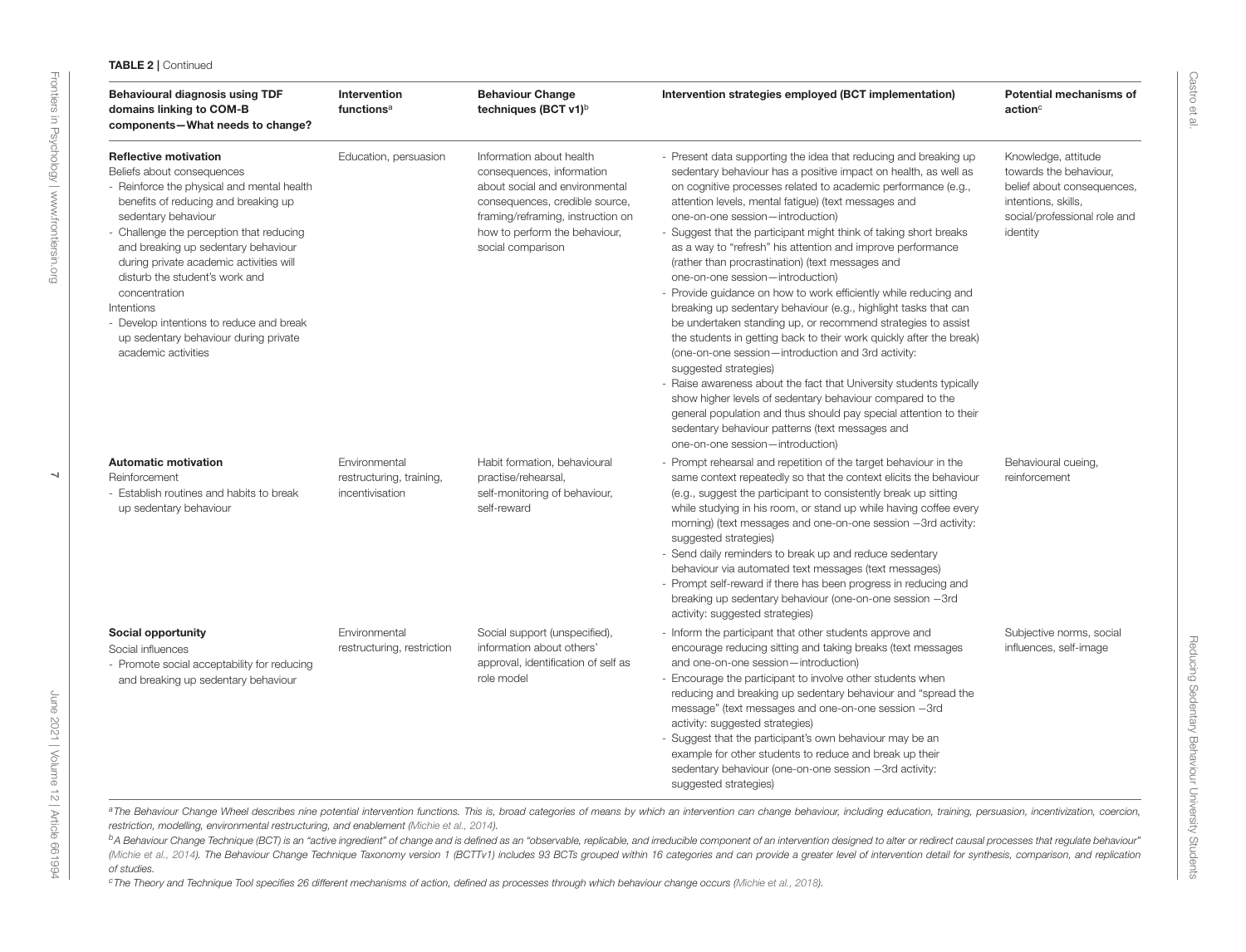**TABLE 2** | Continued

| Behavioural diagnosis using TDF domains linking to COM-B components—What needs to change? | Intervention functions[a] | Behaviour Change techniques (BCT v1)[b] | Intervention strategies employed (BCT implementation) | Potential mechanisms of action[c] |
|---|---|---|---|---|
| **Reflective motivation**<br>Beliefs about consequences<br>- Reinforce the physical and mental health benefits of reducing and breaking up sedentary behaviour<br>- Challenge the perception that reducing and breaking up sedentary behaviour during private academic activities will disturb the student's work and concentration<br>Intentions<br>- Develop intentions to reduce and break up sedentary behaviour during private academic activities | Education, persuasion | Information about health consequences, information about social and environmental consequences, credible source, framing/reframing, instruction on how to perform the behaviour, social comparison | - Present data supporting the idea that reducing and breaking up sedentary behaviour has a positive impact on health, as well as on cognitive processes related to academic performance (e.g., attention levels, mental fatigue) (text messages and one-on-one session—introduction)<br>- Suggest that the participant might think of taking short breaks as a way to "refresh" his attention and improve performance (rather than procrastination) (text messages and one-on-one session—introduction)<br>- Provide guidance on how to work efficiently while reducing and breaking up sedentary behaviour (e.g., highlight tasks that can be undertaken standing up, or recommend strategies to assist the students in getting back to their work quickly after the break) (one-on-one session—introduction and 3rd activity: suggested strategies)<br>- Raise awareness about the fact that University students typically show higher levels of sedentary behaviour compared to the general population and thus should pay special attention to their sedentary behaviour patterns (text messages and one-on-one session—introduction) | Knowledge, attitude towards the behaviour, belief about consequences, intentions, skills, social/professional role and identity |
| **Automatic motivation**<br>Reinforcement<br>- Establish routines and habits to break up sedentary behaviour | Environmental restructuring, training, incentivisation | Habit formation, behavioural practise/rehearsal, self-monitoring of behaviour, self-reward | - Prompt rehearsal and repetition of the target behaviour in the same context repeatedly so that the context elicits the behaviour (e.g., suggest the participant to consistently break up sitting while studying in his room, or stand up while having coffee every morning) (text messages and one-on-one session –3rd activity: suggested strategies)<br>- Send daily reminders to break up and reduce sedentary behaviour via automated text messages (text messages)<br>- Prompt self-reward if there has been progress in reducing and breaking up sedentary behaviour (one-on-one session –3rd activity: suggested strategies) | Behavioural cueing, reinforcement |
| **Social opportunity**<br>Social influences<br>- Promote social acceptability for reducing and breaking up sedentary behaviour | Environmental restructuring, restriction | Social support (unspecified), information about others' approval, identification of self as role model | - Inform the participant that other students approve and encourage reducing sitting and taking breaks (text messages and one-on-one session—introduction)<br>- Encourage the participant to involve other students when reducing and breaking up sedentary behaviour and "spread the message" (text messages and one-on-one session –3rd activity: suggested strategies)<br>- Suggest that the participant's own behaviour may be an example for other students to reduce and break up their sedentary behaviour (one-on-one session –3rd activity: suggested strategies) | Subjective norms, social influences, self-image |

[a]*The Behaviour Change Wheel describes nine potential intervention functions. This is, broad categories of means by which an intervention can change behaviour, including education, training, persuasion, incentivization, coercion, restriction, modelling, environmental restructuring, and enablement (Michie et al., 2014).*

[b]*A Behaviour Change Technique (BCT) is an "active ingredient" of change and is defined as an "observable, replicable, and irreducible component of an intervention designed to alter or redirect causal processes that regulate behaviour" (Michie et al., 2014). The Behaviour Change Technique Taxonomy version 1 (BCTTv1) includes 93 BCTs grouped within 16 categories and can provide a greater level of intervention detail for synthesis, comparison, and replication of studies.*

[c]*The Theory and Technique Tool specifies 26 different mechanisms of action, defined as processes through which behaviour change occurs (Michie et al., 2018).*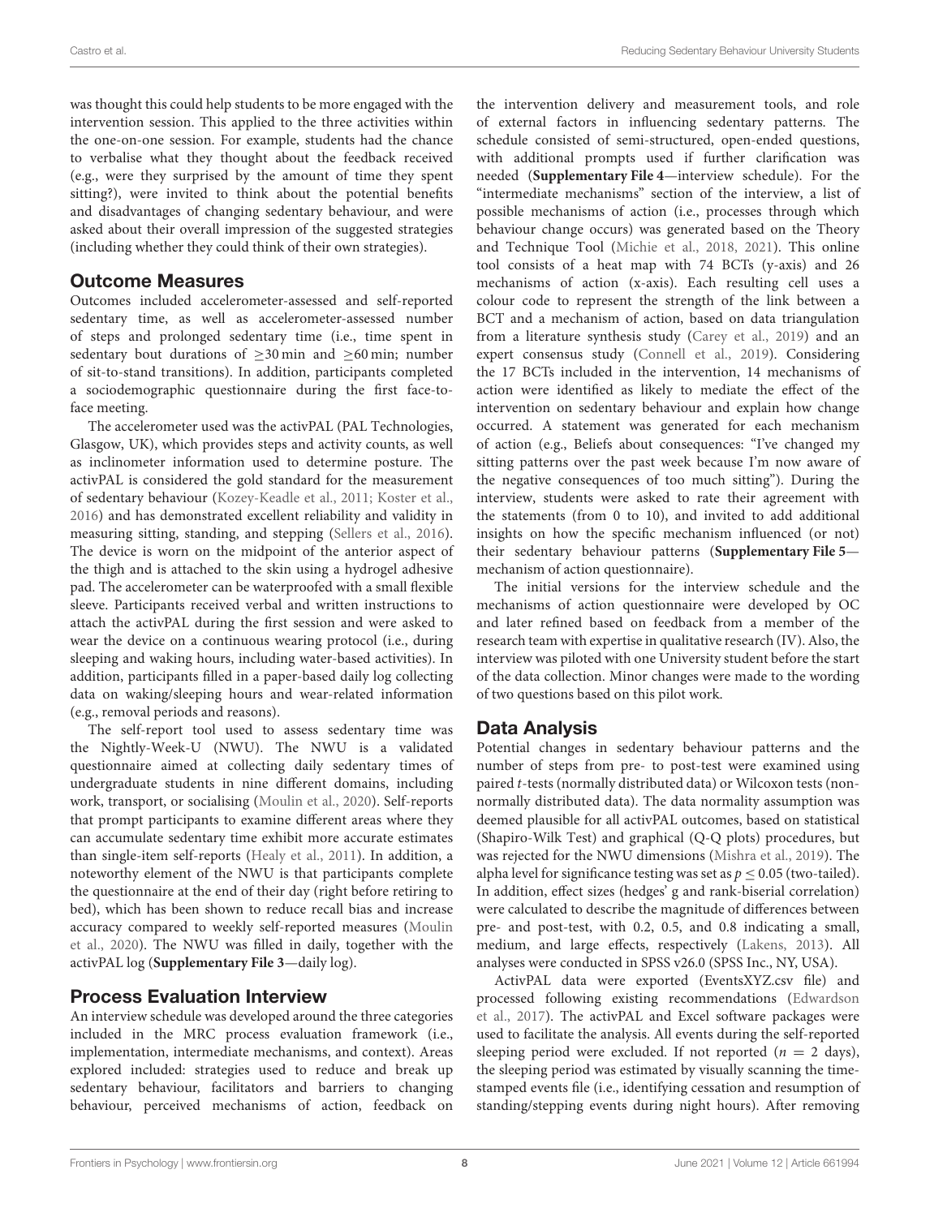was thought this could help students to be more engaged with the intervention session. This applied to the three activities within the one-on-one session. For example, students had the chance to verbalise what they thought about the feedback received (e.g., were they surprised by the amount of time they spent sitting?), were invited to think about the potential benefits and disadvantages of changing sedentary behaviour, and were asked about their overall impression of the suggested strategies (including whether they could think of their own strategies).

## Outcome Measures

Outcomes included accelerometer-assessed and self-reported sedentary time, as well as accelerometer-assessed number of steps and prolonged sedentary time (i.e., time spent in sedentary bout durations of $\geq$30 min and $\geq$60 min; number of sit-to-stand transitions). In addition, participants completed a sociodemographic questionnaire during the first face-to-face meeting.

The accelerometer used was the activPAL (PAL Technologies, Glasgow, UK), which provides steps and activity counts, as well as inclinometer information used to determine posture. The activPAL is considered the gold standard for the measurement of sedentary behaviour (Kozey-Keadle et al., 2011; Koster et al., 2016) and has demonstrated excellent reliability and validity in measuring sitting, standing, and stepping (Sellers et al., 2016). The device is worn on the midpoint of the anterior aspect of the thigh and is attached to the skin using a hydrogel adhesive pad. The accelerometer can be waterproofed with a small flexible sleeve. Participants received verbal and written instructions to attach the activPAL during the first session and were asked to wear the device on a continuous wearing protocol (i.e., during sleeping and waking hours, including water-based activities). In addition, participants filled in a paper-based daily log collecting data on waking/sleeping hours and wear-related information (e.g., removal periods and reasons).

The self-report tool used to assess sedentary time was the Nightly-Week-U (NWU). The NWU is a validated questionnaire aimed at collecting daily sedentary times of undergraduate students in nine different domains, including work, transport, or socialising (Moulin et al., 2020). Self-reports that prompt participants to examine different areas where they can accumulate sedentary time exhibit more accurate estimates than single-item self-reports (Healy et al., 2011). In addition, a noteworthy element of the NWU is that participants complete the questionnaire at the end of their day (right before retiring to bed), which has been shown to reduce recall bias and increase accuracy compared to weekly self-reported measures (Moulin et al., 2020). The NWU was filled in daily, together with the activPAL log (**Supplementary File 3**—daily log).

## Process Evaluation Interview

An interview schedule was developed around the three categories included in the MRC process evaluation framework (i.e., implementation, intermediate mechanisms, and context). Areas explored included: strategies used to reduce and break up sedentary behaviour, facilitators and barriers to changing behaviour, perceived mechanisms of action, feedback on the intervention delivery and measurement tools, and role of external factors in influencing sedentary patterns. The schedule consisted of semi-structured, open-ended questions, with additional prompts used if further clarification was needed (**Supplementary File 4**—interview schedule). For the "intermediate mechanisms" section of the interview, a list of possible mechanisms of action (i.e., processes through which behaviour change occurs) was generated based on the Theory and Technique Tool (Michie et al., 2018, 2021). This online tool consists of a heat map with 74 BCTs (y-axis) and 26 mechanisms of action (x-axis). Each resulting cell uses a colour code to represent the strength of the link between a BCT and a mechanism of action, based on data triangulation from a literature synthesis study (Carey et al., 2019) and an expert consensus study (Connell et al., 2019). Considering the 17 BCTs included in the intervention, 14 mechanisms of action were identified as likely to mediate the effect of the intervention on sedentary behaviour and explain how change occurred. A statement was generated for each mechanism of action (e.g., Beliefs about consequences: "I've changed my sitting patterns over the past week because I'm now aware of the negative consequences of too much sitting"). During the interview, students were asked to rate their agreement with the statements (from 0 to 10), and invited to add additional insights on how the specific mechanism influenced (or not) their sedentary behaviour patterns (**Supplementary File 5**—mechanism of action questionnaire).

The initial versions for the interview schedule and the mechanisms of action questionnaire were developed by OC and later refined based on feedback from a member of the research team with expertise in qualitative research (IV). Also, the interview was piloted with one University student before the start of the data collection. Minor changes were made to the wording of two questions based on this pilot work.

## Data Analysis

Potential changes in sedentary behaviour patterns and the number of steps from pre- to post-test were examined using paired *t*-tests (normally distributed data) or Wilcoxon tests (non-normally distributed data). The data normality assumption was deemed plausible for all activPAL outcomes, based on statistical (Shapiro-Wilk Test) and graphical (Q-Q plots) procedures, but was rejected for the NWU dimensions (Mishra et al., 2019). The alpha level for significance testing was set as $p \leq 0.05$ (two-tailed). In addition, effect sizes (hedges' g and rank-biserial correlation) were calculated to describe the magnitude of differences between pre- and post-test, with 0.2, 0.5, and 0.8 indicating a small, medium, and large effects, respectively (Lakens, 2013). All analyses were conducted in SPSS v26.0 (SPSS Inc., NY, USA).

ActivPAL data were exported (EventsXYZ.csv file) and processed following existing recommendations (Edwardson et al., 2017). The activPAL and Excel software packages were used to facilitate the analysis. All events during the self-reported sleeping period were excluded. If not reported ($n = 2$ days), the sleeping period was estimated by visually scanning the time-stamped events file (i.e., identifying cessation and resumption of standing/stepping events during night hours). After removing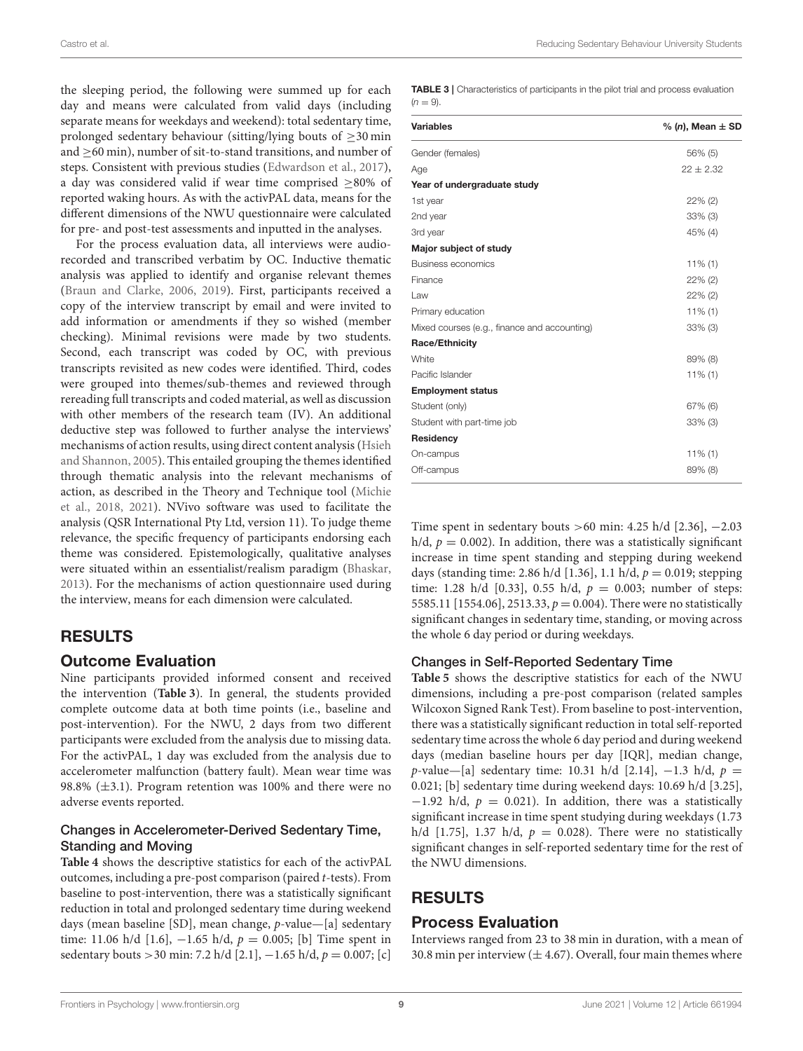the sleeping period, the following were summed up for each day and means were calculated from valid days (including separate means for weekdays and weekend): total sedentary time, prolonged sedentary behaviour (sitting/lying bouts of ≥30 min and ≥60 min), number of sit-to-stand transitions, and number of steps. Consistent with previous studies (Edwardson et al., 2017), a day was considered valid if wear time comprised ≥80% of reported waking hours. As with the activPAL data, means for the different dimensions of the NWU questionnaire were calculated for pre- and post-test assessments and inputted in the analyses.

For the process evaluation data, all interviews were audio-recorded and transcribed verbatim by OC. Inductive thematic analysis was applied to identify and organise relevant themes (Braun and Clarke, 2006, 2019). First, participants received a copy of the interview transcript by email and were invited to add information or amendments if they so wished (member checking). Minimal revisions were made by two students. Second, each transcript was coded by OC, with previous transcripts revisited as new codes were identified. Third, codes were grouped into themes/sub-themes and reviewed through rereading full transcripts and coded material, as well as discussion with other members of the research team (IV). An additional deductive step was followed to further analyse the interviews' mechanisms of action results, using direct content analysis (Hsieh and Shannon, 2005). This entailed grouping the themes identified through thematic analysis into the relevant mechanisms of action, as described in the Theory and Technique tool (Michie et al., 2018, 2021). NVivo software was used to facilitate the analysis (QSR International Pty Ltd, version 11). To judge theme relevance, the specific frequency of participants endorsing each theme was considered. Epistemologically, qualitative analyses were situated within an essentialist/realism paradigm (Bhaskar, 2013). For the mechanisms of action questionnaire used during the interview, means for each dimension were calculated.

**TABLE 3** | Characteristics of participants in the pilot trial and process evaluation ($n = 9$).

| Variables | % (n), Mean ± SD |
|---|---|
| Gender (females) | 56% (5) |
| Age | 22 ± 2.32 |
| **Year of undergraduate study** | |
| 1st year | 22% (2) |
| 2nd year | 33% (3) |
| 3rd year | 45% (4) |
| **Major subject of study** | |
| Business economics | 11% (1) |
| Finance | 22% (2) |
| Law | 22% (2) |
| Primary education | 11% (1) |
| Mixed courses (e.g., finance and accounting) | 33% (3) |
| **Race/Ethnicity** | |
| White | 89% (8) |
| Pacific Islander | 11% (1) |
| **Employment status** | |
| Student (only) | 67% (6) |
| Student with part-time job | 33% (3) |
| **Residency** | |
| On-campus | 11% (1) |
| Off-campus | 89% (8) |

## RESULTS

### Outcome Evaluation

Nine participants provided informed consent and received the intervention (**Table 3**). In general, the students provided complete outcome data at both time points (i.e., baseline and post-intervention). For the NWU, 2 days from two different participants were excluded from the analysis due to missing data. For the activPAL, 1 day was excluded from the analysis due to accelerometer malfunction (battery fault). Mean wear time was 98.8% (±3.1). Program retention was 100% and there were no adverse events reported.

#### Changes in Accelerometer-Derived Sedentary Time, Standing and Moving

**Table 4** shows the descriptive statistics for each of the activPAL outcomes, including a pre-post comparison (paired *t*-tests). From baseline to post-intervention, there was a statistically significant reduction in total and prolonged sedentary time during weekend days (mean baseline [SD], mean change, *p*-value—[a] sedentary time: 11.06 h/d [1.6], −1.65 h/d, $p = 0.005$; [b] Time spent in sedentary bouts >30 min: 7.2 h/d [2.1], −1.65 h/d, $p = 0.007$; [c] Time spent in sedentary bouts >60 min: 4.25 h/d [2.36], −2.03 h/d, $p = 0.002$). In addition, there was a statistically significant increase in time spent standing and stepping during weekend days (standing time: 2.86 h/d [1.36], 1.1 h/d, $p = 0.019$; stepping time: 1.28 h/d [0.33], 0.55 h/d, $p = 0.003$; number of steps: 5585.11 [1554.06], 2513.33, $p = 0.004$). There were no statistically significant changes in sedentary time, standing, or moving across the whole 6 day period or during weekdays.

#### Changes in Self-Reported Sedentary Time

**Table 5** shows the descriptive statistics for each of the NWU dimensions, including a pre-post comparison (related samples Wilcoxon Signed Rank Test). From baseline to post-intervention, there was a statistically significant reduction in total self-reported sedentary time across the whole 6 day period and during weekend days (median baseline hours per day [IQR], median change, *p*-value—[a] sedentary time: 10.31 h/d [2.14], −1.3 h/d, $p = 0.021$; [b] sedentary time during weekend days: 10.69 h/d [3.25], −1.92 h/d, $p = 0.021$). In addition, there was a statistically significant increase in time spent studying during weekdays (1.73 h/d [1.75], 1.37 h/d, $p = 0.028$). There were no statistically significant changes in self-reported sedentary time for the rest of the NWU dimensions.

## RESULTS

### Process Evaluation

Interviews ranged from 23 to 38 min in duration, with a mean of 30.8 min per interview (± 4.67). Overall, four main themes where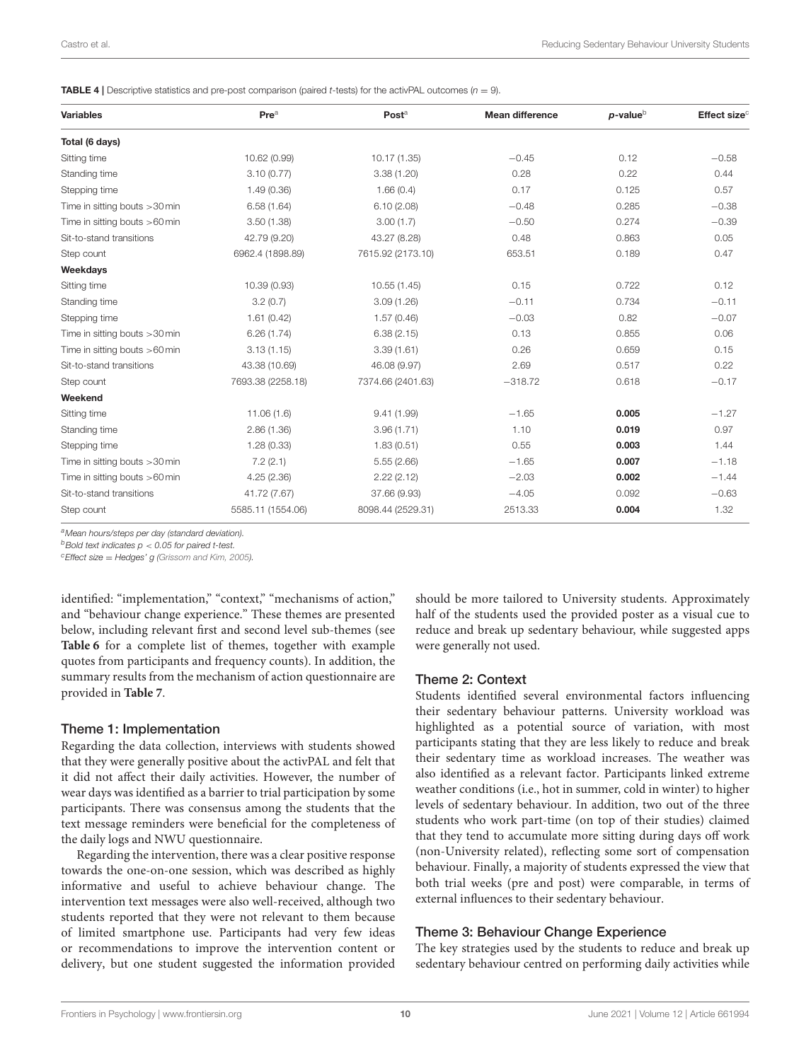**TABLE 4** | Descriptive statistics and pre-post comparison (paired $t$-tests) for the activPAL outcomes ($n = 9$).

| Variables | Pre[a] | Post[a] | Mean difference | $p$-value[b] | Effect size[c] |
|---|---|---|---|---|---|
| **Total (6 days)** | | | | | |
| Sitting time | 10.62 (0.99) | 10.17 (1.35) | −0.45 | 0.12 | −0.58 |
| Standing time | 3.10 (0.77) | 3.38 (1.20) | 0.28 | 0.22 | 0.44 |
| Stepping time | 1.49 (0.36) | 1.66 (0.4) | 0.17 | 0.125 | 0.57 |
| Time in sitting bouts >30 min | 6.58 (1.64) | 6.10 (2.08) | −0.48 | 0.285 | −0.38 |
| Time in sitting bouts >60 min | 3.50 (1.38) | 3.00 (1.7) | −0.50 | 0.274 | −0.39 |
| Sit-to-stand transitions | 42.79 (9.20) | 43.27 (8.28) | 0.48 | 0.863 | 0.05 |
| Step count | 6962.4 (1898.89) | 7615.92 (2173.10) | 653.51 | 0.189 | 0.47 |
| **Weekdays** | | | | | |
| Sitting time | 10.39 (0.93) | 10.55 (1.45) | 0.15 | 0.722 | 0.12 |
| Standing time | 3.2 (0.7) | 3.09 (1.26) | −0.11 | 0.734 | −0.11 |
| Stepping time | 1.61 (0.42) | 1.57 (0.46) | −0.03 | 0.82 | −0.07 |
| Time in sitting bouts >30 min | 6.26 (1.74) | 6.38 (2.15) | 0.13 | 0.855 | 0.06 |
| Time in sitting bouts >60 min | 3.13 (1.15) | 3.39 (1.61) | 0.26 | 0.659 | 0.15 |
| Sit-to-stand transitions | 43.38 (10.69) | 46.08 (9.97) | 2.69 | 0.517 | 0.22 |
| Step count | 7693.38 (2258.18) | 7374.66 (2401.63) | −318.72 | 0.618 | −0.17 |
| **Weekend** | | | | | |
| Sitting time | 11.06 (1.6) | 9.41 (1.99) | −1.65 | **0.005** | −1.27 |
| Standing time | 2.86 (1.36) | 3.96 (1.71) | 1.10 | **0.019** | 0.97 |
| Stepping time | 1.28 (0.33) | 1.83 (0.51) | 0.55 | **0.003** | 1.44 |
| Time in sitting bouts >30 min | 7.2 (2.1) | 5.55 (2.66) | −1.65 | **0.007** | −1.18 |
| Time in sitting bouts >60 min | 4.25 (2.36) | 2.22 (2.12) | −2.03 | **0.002** | −1.44 |
| Sit-to-stand transitions | 41.72 (7.67) | 37.66 (9.93) | −4.05 | 0.092 | −0.63 |
| Step count | 5585.11 (1554.06) | 8098.44 (2529.31) | 2513.33 | **0.004** | 1.32 |

[a]*Mean hours/steps per day (standard deviation).*
[b]*Bold text indicates $p < 0.05$ for paired t-test.*
[c]*Effect size = Hedges' g (Grissom and Kim, 2005).*

identified: "implementation," "context," "mechanisms of action," and "behaviour change experience." These themes are presented below, including relevant first and second level sub-themes (see **Table 6** for a complete list of themes, together with example quotes from participants and frequency counts). In addition, the summary results from the mechanism of action questionnaire are provided in **Table 7**.

### Theme 1: Implementation

Regarding the data collection, interviews with students showed that they were generally positive about the activPAL and felt that it did not affect their daily activities. However, the number of wear days was identified as a barrier to trial participation by some participants. There was consensus among the students that the text message reminders were beneficial for the completeness of the daily logs and NWU questionnaire.

Regarding the intervention, there was a clear positive response towards the one-on-one session, which was described as highly informative and useful to achieve behaviour change. The intervention text messages were also well-received, although two students reported that they were not relevant to them because of limited smartphone use. Participants had very few ideas or recommendations to improve the intervention content or delivery, but one student suggested the information provided should be more tailored to University students. Approximately half of the students used the provided poster as a visual cue to reduce and break up sedentary behaviour, while suggested apps were generally not used.

### Theme 2: Context

Students identified several environmental factors influencing their sedentary behaviour patterns. University workload was highlighted as a potential source of variation, with most participants stating that they are less likely to reduce and break their sedentary time as workload increases. The weather was also identified as a relevant factor. Participants linked extreme weather conditions (i.e., hot in summer, cold in winter) to higher levels of sedentary behaviour. In addition, two out of the three students who work part-time (on top of their studies) claimed that they tend to accumulate more sitting during days off work (non-University related), reflecting some sort of compensation behaviour. Finally, a majority of students expressed the view that both trial weeks (pre and post) were comparable, in terms of external influences to their sedentary behaviour.

### Theme 3: Behaviour Change Experience

The key strategies used by the students to reduce and break up sedentary behaviour centred on performing daily activities while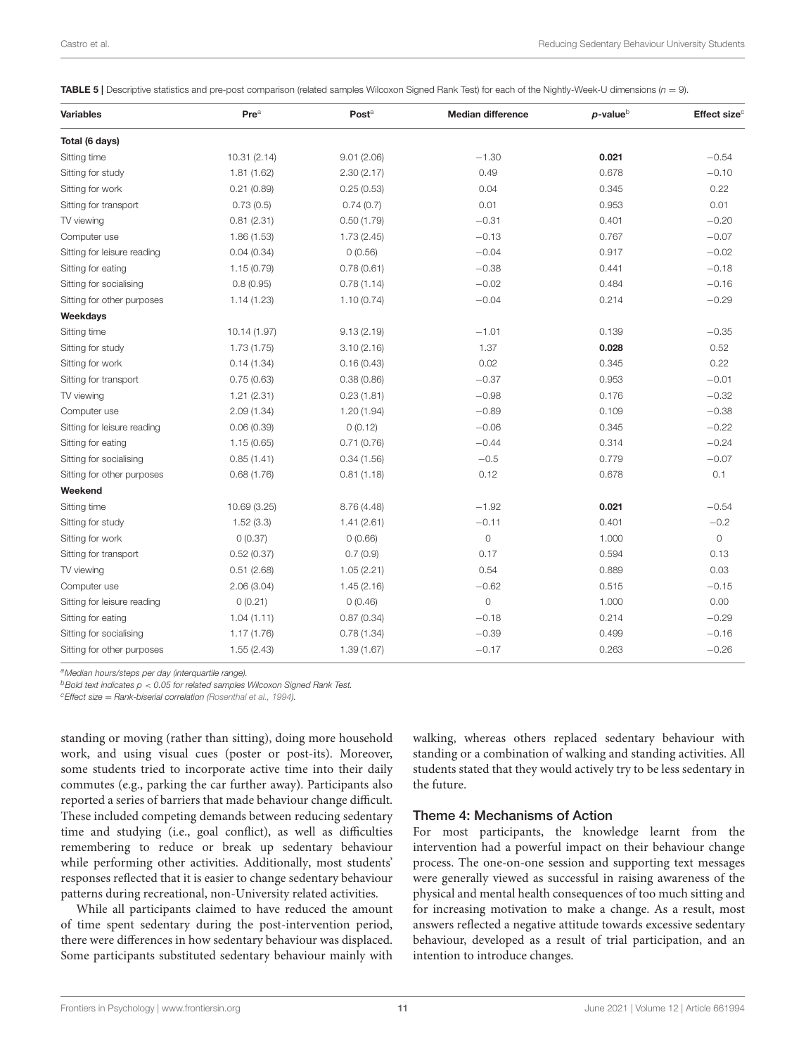**TABLE 5** | Descriptive statistics and pre-post comparison (related samples Wilcoxon Signed Rank Test) for each of the Nightly-Week-U dimensions ($n = 9$).

| Variables | Pre[a] | Post[a] | Median difference | *p*-value[b] | Effect size[c] |
|---|---|---|---|---|---|
| **Total (6 days)** | | | | | |
| Sitting time | 10.31 (2.14) | 9.01 (2.06) | −1.30 | **0.021** | −0.54 |
| Sitting for study | 1.81 (1.62) | 2.30 (2.17) | 0.49 | 0.678 | −0.10 |
| Sitting for work | 0.21 (0.89) | 0.25 (0.53) | 0.04 | 0.345 | 0.22 |
| Sitting for transport | 0.73 (0.5) | 0.74 (0.7) | 0.01 | 0.953 | 0.01 |
| TV viewing | 0.81 (2.31) | 0.50 (1.79) | −0.31 | 0.401 | −0.20 |
| Computer use | 1.86 (1.53) | 1.73 (2.45) | −0.13 | 0.767 | −0.07 |
| Sitting for leisure reading | 0.04 (0.34) | 0 (0.56) | −0.04 | 0.917 | −0.02 |
| Sitting for eating | 1.15 (0.79) | 0.78 (0.61) | −0.38 | 0.441 | −0.18 |
| Sitting for socialising | 0.8 (0.95) | 0.78 (1.14) | −0.02 | 0.484 | −0.16 |
| Sitting for other purposes | 1.14 (1.23) | 1.10 (0.74) | −0.04 | 0.214 | −0.29 |
| **Weekdays** | | | | | |
| Sitting time | 10.14 (1.97) | 9.13 (2.19) | −1.01 | 0.139 | −0.35 |
| Sitting for study | 1.73 (1.75) | 3.10 (2.16) | 1.37 | **0.028** | 0.52 |
| Sitting for work | 0.14 (1.34) | 0.16 (0.43) | 0.02 | 0.345 | 0.22 |
| Sitting for transport | 0.75 (0.63) | 0.38 (0.86) | −0.37 | 0.953 | −0.01 |
| TV viewing | 1.21 (2.31) | 0.23 (1.81) | −0.98 | 0.176 | −0.32 |
| Computer use | 2.09 (1.34) | 1.20 (1.94) | −0.89 | 0.109 | −0.38 |
| Sitting for leisure reading | 0.06 (0.39) | 0 (0.12) | −0.06 | 0.345 | −0.22 |
| Sitting for eating | 1.15 (0.65) | 0.71 (0.76) | −0.44 | 0.314 | −0.24 |
| Sitting for socialising | 0.85 (1.41) | 0.34 (1.56) | −0.5 | 0.779 | −0.07 |
| Sitting for other purposes | 0.68 (1.76) | 0.81 (1.18) | 0.12 | 0.678 | 0.1 |
| **Weekend** | | | | | |
| Sitting time | 10.69 (3.25) | 8.76 (4.48) | −1.92 | **0.021** | −0.54 |
| Sitting for study | 1.52 (3.3) | 1.41 (2.61) | −0.11 | 0.401 | −0.2 |
| Sitting for work | 0 (0.37) | 0 (0.66) | 0 | 1.000 | 0 |
| Sitting for transport | 0.52 (0.37) | 0.7 (0.9) | 0.17 | 0.594 | 0.13 |
| TV viewing | 0.51 (2.68) | 1.05 (2.21) | 0.54 | 0.889 | 0.03 |
| Computer use | 2.06 (3.04) | 1.45 (2.16) | −0.62 | 0.515 | −0.15 |
| Sitting for leisure reading | 0 (0.21) | 0 (0.46) | 0 | 1.000 | 0.00 |
| Sitting for eating | 1.04 (1.11) | 0.87 (0.34) | −0.18 | 0.214 | −0.29 |
| Sitting for socialising | 1.17 (1.76) | 0.78 (1.34) | −0.39 | 0.499 | −0.16 |
| Sitting for other purposes | 1.55 (2.43) | 1.39 (1.67) | −0.17 | 0.263 | −0.26 |

[a]*Median hours/steps per day (interquartile range).*

[b]*Bold text indicates $p < 0.05$ for related samples Wilcoxon Signed Rank Test.*

[c]*Effect size = Rank-biserial correlation (Rosenthal et al., 1994).*

standing or moving (rather than sitting), doing more household work, and using visual cues (poster or post-its). Moreover, some students tried to incorporate active time into their daily commutes (e.g., parking the car further away). Participants also reported a series of barriers that made behaviour change difficult. These included competing demands between reducing sedentary time and studying (i.e., goal conflict), as well as difficulties remembering to reduce or break up sedentary behaviour while performing other activities. Additionally, most students' responses reflected that it is easier to change sedentary behaviour patterns during recreational, non-University related activities.

While all participants claimed to have reduced the amount of time spent sedentary during the post-intervention period, there were differences in how sedentary behaviour was displaced. Some participants substituted sedentary behaviour mainly with walking, whereas others replaced sedentary behaviour with standing or a combination of walking and standing activities. All students stated that they would actively try to be less sedentary in the future.

### Theme 4: Mechanisms of Action

For most participants, the knowledge learnt from the intervention had a powerful impact on their behaviour change process. The one-on-one session and supporting text messages were generally viewed as successful in raising awareness of the physical and mental health consequences of too much sitting and for increasing motivation to make a change. As a result, most answers reflected a negative attitude towards excessive sedentary behaviour, developed as a result of trial participation, and an intention to introduce changes.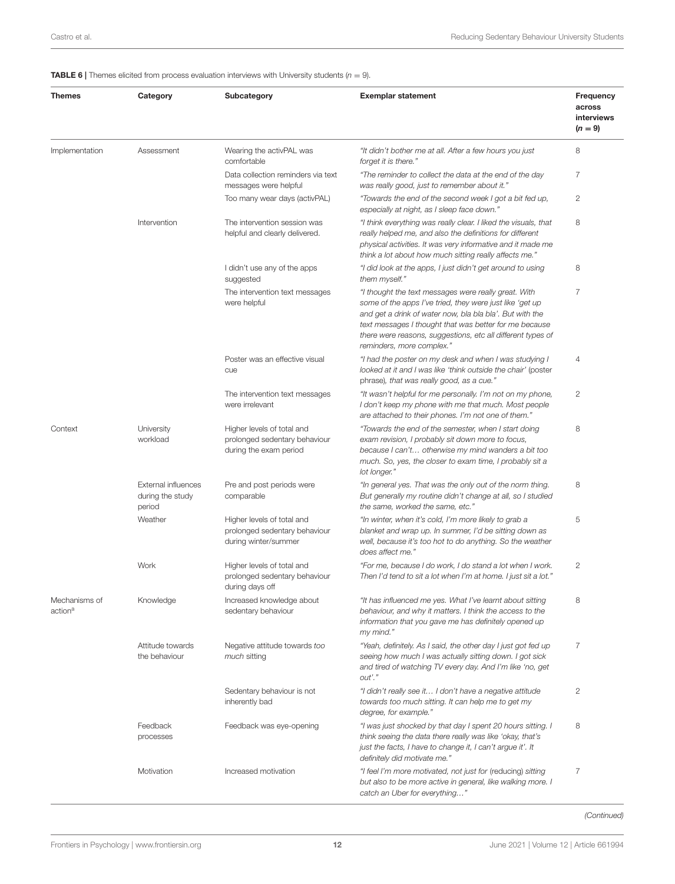**TABLE 6 |** Themes elicited from process evaluation interviews with University students ($n = 9$).

| Themes | Category | Subcategory | Exemplar statement | Frequency across interviews ($n = 9$) |
|---|---|---|---|---|
| Implementation | Assessment | Wearing the activPAL was comfortable | *"It didn't bother me at all. After a few hours you just forget it is there."* | 8 |
| | | Data collection reminders via text messages were helpful | *"The reminder to collect the data at the end of the day was really good, just to remember about it."* | 7 |
| | | Too many wear days (activPAL) | *"Towards the end of the second week I got a bit fed up, especially at night, as I sleep face down."* | 2 |
| | Intervention | The intervention session was helpful and clearly delivered. | *"I think everything was really clear. I liked the visuals, that really helped me, and also the definitions for different physical activities. It was very informative and it made me think a lot about how much sitting really affects me."* | 8 |
| | | I didn't use any of the apps suggested | *"I did look at the apps, I just didn't get around to using them myself."* | 8 |
| | | The intervention text messages were helpful | *"I thought the text messages were really great. With some of the apps I've tried, they were just like 'get up and get a drink of water now, bla bla bla'. But with the text messages I thought that was better for me because there were reasons, suggestions, etc all different types of reminders, more complex."* | 7 |
| | | Poster was an effective visual cue | *"I had the poster on my desk and when I was studying I looked at it and I was like 'think outside the chair' (poster phrase), that was really good, as a cue."* | 4 |
| | | The intervention text messages were irrelevant | *"It wasn't helpful for me personally. I'm not on my phone, I don't keep my phone with me that much. Most people are attached to their phones. I'm not one of them."* | 2 |
| Context | University workload | Higher levels of total and prolonged sedentary behaviour during the exam period | *"Towards the end of the semester, when I start doing exam revision, I probably sit down more to focus, because I can't… otherwise my mind wanders a bit too much. So, yes, the closer to exam time, I probably sit a lot longer."* | 8 |
| | External influences during the study period | Pre and post periods were comparable | *"In general yes. That was the only out of the norm thing. But generally my routine didn't change at all, so I studied the same, worked the same, etc."* | 8 |
| | Weather | Higher levels of total and prolonged sedentary behaviour during winter/summer | *"In winter, when it's cold, I'm more likely to grab a blanket and wrap up. In summer, I'd be sitting down as well, because it's too hot to do anything. So the weather does affect me."* | 5 |
| | Work | Higher levels of total and prolonged sedentary behaviour during days off | *"For me, because I do work, I do stand a lot when I work. Then I'd tend to sit a lot when I'm at home. I just sit a lot."* | 2 |
| Mechanisms of action[a] | Knowledge | Increased knowledge about sedentary behaviour | *"It has influenced me yes. What I've learnt about sitting behaviour, and why it matters. I think the access to the information that you gave me has definitely opened up my mind."* | 8 |
| | Attitude towards the behaviour | Negative attitude towards *too much* sitting | *"Yeah, definitely. As I said, the other day I just got fed up seeing how much I was actually sitting down. I got sick and tired of watching TV every day. And I'm like 'no, get out'."* | 7 |
| | | Sedentary behaviour is not inherently bad | *"I didn't really see it… I don't have a negative attitude towards too much sitting. It can help me to get my degree, for example."* | 2 |
| | Feedback processes | Feedback was eye-opening | *"I was just shocked by that day I spent 20 hours sitting. I think seeing the data there really was like 'okay, that's just the facts, I have to change it, I can't argue it'. It definitely did motivate me."* | 8 |
| | Motivation | Increased motivation | *"I feel I'm more motivated, not just for (reducing) sitting but also to be more active in general, like walking more. I catch an Uber for everything…"* | 7 |

*(Continued)*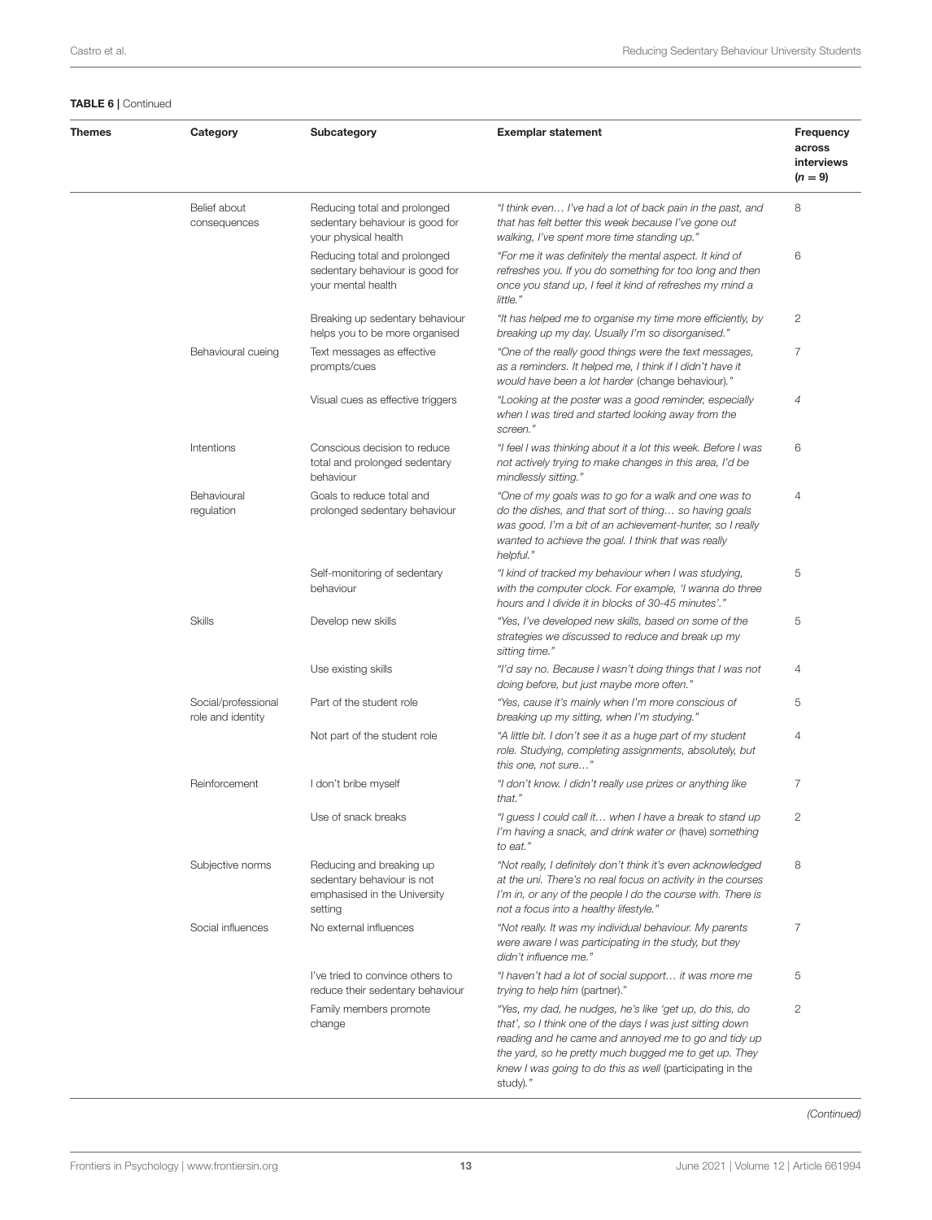**TABLE 6 |** Continued

| Themes | Category | Subcategory | Exemplar statement | Frequency across interviews ($n = 9$) |
|---|---|---|---|---|
| | Belief about consequences | Reducing total and prolonged sedentary behaviour is good for your physical health | *"I think even… I've had a lot of back pain in the past, and that has felt better this week because I've gone out walking, I've spent more time standing up."* | 8 |
| | | Reducing total and prolonged sedentary behaviour is good for your mental health | *"For me it was definitely the mental aspect. It kind of refreshes you. If you do something for too long and then once you stand up, I feel it kind of refreshes my mind a little."* | 6 |
| | | Breaking up sedentary behaviour helps you to be more organised | *"It has helped me to organise my time more efficiently, by breaking up my day. Usually I'm so disorganised."* | 2 |
| | Behavioural cueing | Text messages as effective prompts/cues | *"One of the really good things were the text messages, as a reminders. It helped me, I think if I didn't have it would have been a lot harder* (change behaviour)*."* | 7 |
| | | Visual cues as effective triggers | *"Looking at the poster was a good reminder, especially when I was tired and started looking away from the screen."* | *4* |
| | Intentions | Conscious decision to reduce total and prolonged sedentary behaviour | *"I feel I was thinking about it a lot this week. Before I was not actively trying to make changes in this area, I'd be mindlessly sitting."* | 6 |
| | Behavioural regulation | Goals to reduce total and prolonged sedentary behaviour | *"One of my goals was to go for a walk and one was to do the dishes, and that sort of thing… so having goals was good. I'm a bit of an achievement-hunter, so I really wanted to achieve the goal. I think that was really helpful."* | 4 |
| | | Self-monitoring of sedentary behaviour | *"I kind of tracked my behaviour when I was studying, with the computer clock. For example, 'I wanna do three hours and I divide it in blocks of 30-45 minutes'."* | 5 |
| | Skills | Develop new skills | *"Yes, I've developed new skills, based on some of the strategies we discussed to reduce and break up my sitting time."* | 5 |
| | | Use existing skills | *"I'd say no. Because I wasn't doing things that I was not doing before, but just maybe more often."* | 4 |
| | Social/professional role and identity | Part of the student role | *"Yes, cause it's mainly when I'm more conscious of breaking up my sitting, when I'm studying."* | 5 |
| | | Not part of the student role | *"A little bit. I don't see it as a huge part of my student role. Studying, completing assignments, absolutely, but this one, not sure…"* | 4 |
| | Reinforcement | I don't bribe myself | *"I don't know. I didn't really use prizes or anything like that."* | 7 |
| | | Use of snack breaks | *"I guess I could call it… when I have a break to stand up I'm having a snack, and drink water or* (have) *something to eat."* | 2 |
| | Subjective norms | Reducing and breaking up sedentary behaviour is not emphasised in the University setting | *"Not really, I definitely don't think it's even acknowledged at the uni. There's no real focus on activity in the courses I'm in, or any of the people I do the course with. There is not a focus into a healthy lifestyle."* | 8 |
| | Social influences | No external influences | *"Not really. It was my individual behaviour. My parents were aware I was participating in the study, but they didn't influence me."* | 7 |
| | | I've tried to convince others to reduce their sedentary behaviour | *"I haven't had a lot of social support… it was more me trying to help him* (partner)*."* | 5 |
| | | Family members promote change | *"Yes, my dad, he nudges, he's like 'get up, do this, do that', so I think one of the days I was just sitting down reading and he came and annoyed me to go and tidy up the yard, so he pretty much bugged me to get up. They knew I was going to do this as well* (participating in the study)*."* | 2 |

*(Continued)*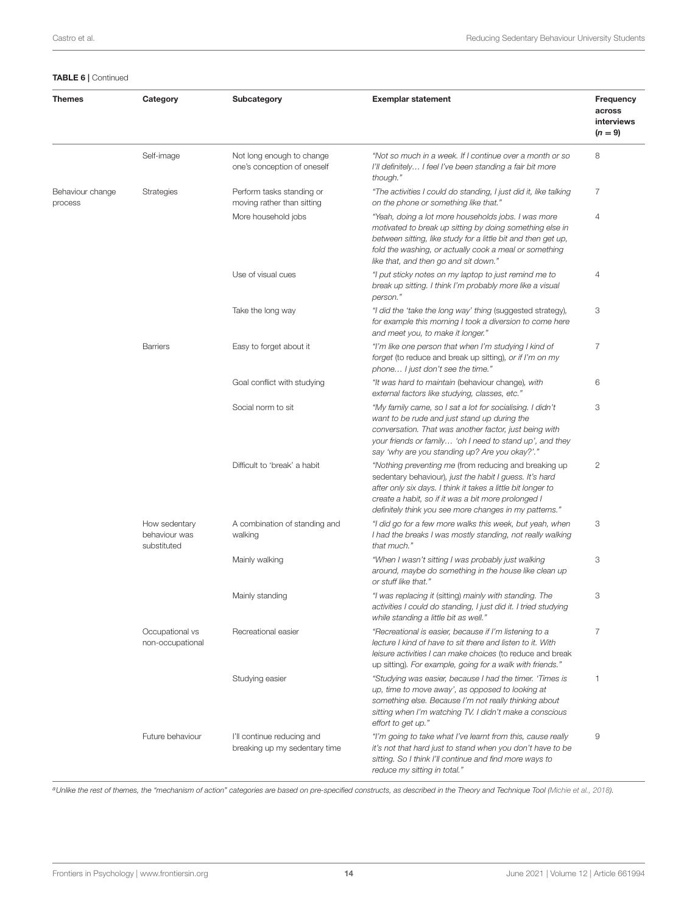**TABLE 6 |** Continued

| Themes | Category | Subcategory | Exemplar statement | Frequency across interviews ($n = 9$) |
|---|---|---|---|---|
| | Self-image | Not long enough to change one's conception of oneself | *"Not so much in a week. If I continue over a month or so I'll definitely… I feel I've been standing a fair bit more though."* | 8 |
| Behaviour change process | Strategies | Perform tasks standing or moving rather than sitting | *"The activities I could do standing, I just did it, like talking on the phone or something like that."* | 7 |
| | | More household jobs | *"Yeah, doing a lot more households jobs. I was more motivated to break up sitting by doing something else in between sitting, like study for a little bit and then get up, fold the washing, or actually cook a meal or something like that, and then go and sit down."* | 4 |
| | | Use of visual cues | *"I put sticky notes on my laptop to just remind me to break up sitting. I think I'm probably more like a visual person."* | 4 |
| | | Take the long way | *"I did the 'take the long way' thing* (suggested strategy)*, for example this morning I took a diversion to come here and meet you, to make it longer."* | 3 |
| | Barriers | Easy to forget about it | *"I'm like one person that when I'm studying I kind of forget* (to reduce and break up sitting)*, or if I'm on my phone… I just don't see the time."* | 7 |
| | | Goal conflict with studying | *"It was hard to maintain* (behaviour change)*, with external factors like studying, classes, etc."* | 6 |
| | | Social norm to sit | *"My family came, so I sat a lot for socialising. I didn't want to be rude and just stand up during the conversation. That was another factor, just being with your friends or family… 'oh I need to stand up', and they say 'why are you standing up? Are you okay?'."* | 3 |
| | | Difficult to 'break' a habit | *"Nothing preventing me* (from reducing and breaking up sedentary behaviour)*, just the habit I guess. It's hard after only six days. I think it takes a little bit longer to create a habit, so if it was a bit more prolonged I definitely think you see more changes in my patterns."* | 2 |
| | How sedentary behaviour was substituted | A combination of standing and walking | *"I did go for a few more walks this week, but yeah, when I had the breaks I was mostly standing, not really walking that much."* | 3 |
| | | Mainly walking | *"When I wasn't sitting I was probably just walking around, maybe do something in the house like clean up or stuff like that."* | 3 |
| | | Mainly standing | *"I was replacing it* (sitting) *mainly with standing. The activities I could do standing, I just did it. I tried studying while standing a little bit as well."* | 3 |
| | Occupational vs non-occupational | Recreational easier | *"Recreational is easier, because if I'm listening to a lecture I kind of have to sit there and listen to it. With leisure activities I can make choices* (to reduce and break up sitting)*. For example, going for a walk with friends."* | 7 |
| | | Studying easier | *"Studying was easier, because I had the timer. 'Times is up, time to move away', as opposed to looking at something else. Because I'm not really thinking about sitting when I'm watching TV. I didn't make a conscious effort to get up."* | 1 |
| | Future behaviour | I'll continue reducing and breaking up my sedentary time | *"I'm going to take what I've learnt from this, cause really it's not that hard just to stand when you don't have to be sitting. So I think I'll continue and find more ways to reduce my sitting in total."* | 9 |

[a]*Unlike the rest of themes, the "mechanism of action" categories are based on pre-specified constructs, as described in the Theory and Technique Tool (Michie et al., 2018).*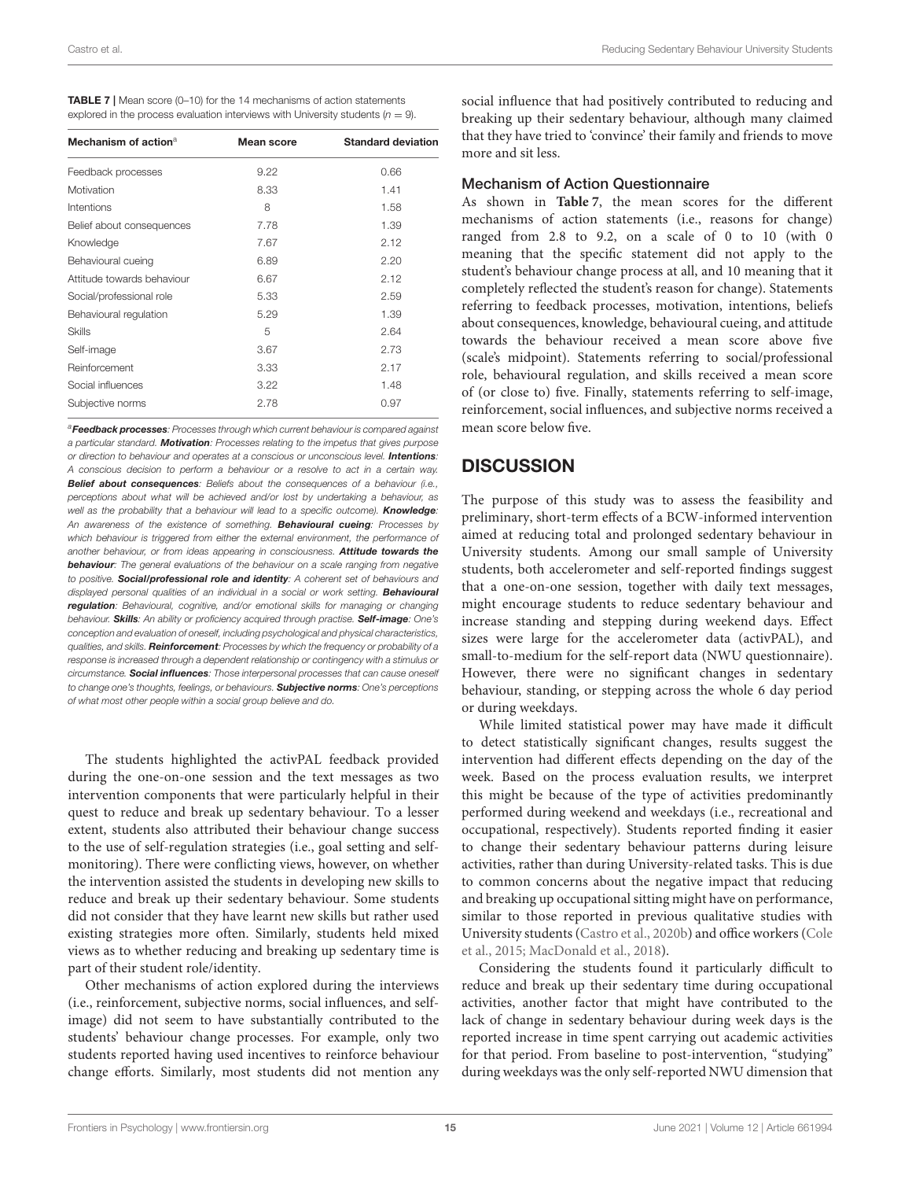**TABLE 7 |** Mean score (0–10) for the 14 mechanisms of action statements explored in the process evaluation interviews with University students ($n = 9$).

| Mechanism of action[a] | Mean score | Standard deviation |
|---|---|---|
| Feedback processes | 9.22 | 0.66 |
| Motivation | 8.33 | 1.41 |
| Intentions | 8 | 1.58 |
| Belief about consequences | 7.78 | 1.39 |
| Knowledge | 7.67 | 2.12 |
| Behavioural cueing | 6.89 | 2.20 |
| Attitude towards behaviour | 6.67 | 2.12 |
| Social/professional role | 5.33 | 2.59 |
| Behavioural regulation | 5.29 | 1.39 |
| Skills | 5 | 2.64 |
| Self-image | 3.67 | 2.73 |
| Reinforcement | 3.33 | 2.17 |
| Social influences | 3.22 | 1.48 |
| Subjective norms | 2.78 | 0.97 |

[a] ***Feedback processes***: *Processes through which current behaviour is compared against a particular standard.* ***Motivation***: *Processes relating to the impetus that gives purpose or direction to behaviour and operates at a conscious or unconscious level.* ***Intentions***: *A conscious decision to perform a behaviour or a resolve to act in a certain way.* ***Belief about consequences***: *Beliefs about the consequences of a behaviour (i.e., perceptions about what will be achieved and/or lost by undertaking a behaviour, as well as the probability that a behaviour will lead to a specific outcome).* ***Knowledge***: *An awareness of the existence of something.* ***Behavioural cueing***: *Processes by which behaviour is triggered from either the external environment, the performance of another behaviour, or from ideas appearing in consciousness.* ***Attitude towards the behaviour***: *The general evaluations of the behaviour on a scale ranging from negative to positive.* ***Social/professional role and identity***: *A coherent set of behaviours and displayed personal qualities of an individual in a social or work setting.* ***Behavioural regulation***: *Behavioural, cognitive, and/or emotional skills for managing or changing behaviour.* ***Skills***: *An ability or proficiency acquired through practise.* ***Self-image***: *One's conception and evaluation of oneself, including psychological and physical characteristics, qualities, and skills.* ***Reinforcement***: *Processes by which the frequency or probability of a response is increased through a dependent relationship or contingency with a stimulus or circumstance.* ***Social influences***: *Those interpersonal processes that can cause oneself to change one's thoughts, feelings, or behaviours.* ***Subjective norms***: *One's perceptions of what most other people within a social group believe and do.*

The students highlighted the activPAL feedback provided during the one-on-one session and the text messages as two intervention components that were particularly helpful in their quest to reduce and break up sedentary behaviour. To a lesser extent, students also attributed their behaviour change success to the use of self-regulation strategies (i.e., goal setting and self-monitoring). There were conflicting views, however, on whether the intervention assisted the students in developing new skills to reduce and break up their sedentary behaviour. Some students did not consider that they have learnt new skills but rather used existing strategies more often. Similarly, students held mixed views as to whether reducing and breaking up sedentary time is part of their student role/identity.

Other mechanisms of action explored during the interviews (i.e., reinforcement, subjective norms, social influences, and self-image) did not seem to have substantially contributed to the students' behaviour change processes. For example, only two students reported having used incentives to reinforce behaviour change efforts. Similarly, most students did not mention any social influence that had positively contributed to reducing and breaking up their sedentary behaviour, although many claimed that they have tried to 'convince' their family and friends to move more and sit less.

### Mechanism of Action Questionnaire

As shown in **Table 7**, the mean scores for the different mechanisms of action statements (i.e., reasons for change) ranged from 2.8 to 9.2, on a scale of 0 to 10 (with 0 meaning that the specific statement did not apply to the student's behaviour change process at all, and 10 meaning that it completely reflected the student's reason for change). Statements referring to feedback processes, motivation, intentions, beliefs about consequences, knowledge, behavioural cueing, and attitude towards the behaviour received a mean score above five (scale's midpoint). Statements referring to social/professional role, behavioural regulation, and skills received a mean score of (or close to) five. Finally, statements referring to self-image, reinforcement, social influences, and subjective norms received a mean score below five.

## DISCUSSION

The purpose of this study was to assess the feasibility and preliminary, short-term effects of a BCW-informed intervention aimed at reducing total and prolonged sedentary behaviour in University students. Among our small sample of University students, both accelerometer and self-reported findings suggest that a one-on-one session, together with daily text messages, might encourage students to reduce sedentary behaviour and increase standing and stepping during weekend days. Effect sizes were large for the accelerometer data (activPAL), and small-to-medium for the self-report data (NWU questionnaire). However, there were no significant changes in sedentary behaviour, standing, or stepping across the whole 6 day period or during weekdays.

While limited statistical power may have made it difficult to detect statistically significant changes, results suggest the intervention had different effects depending on the day of the week. Based on the process evaluation results, we interpret this might be because of the type of activities predominantly performed during weekend and weekdays (i.e., recreational and occupational, respectively). Students reported finding it easier to change their sedentary behaviour patterns during leisure activities, rather than during University-related tasks. This is due to common concerns about the negative impact that reducing and breaking up occupational sitting might have on performance, similar to those reported in previous qualitative studies with University students (Castro et al., 2020b) and office workers (Cole et al., 2015; MacDonald et al., 2018).

Considering the students found it particularly difficult to reduce and break up their sedentary time during occupational activities, another factor that might have contributed to the lack of change in sedentary behaviour during week days is the reported increase in time spent carrying out academic activities for that period. From baseline to post-intervention, "studying" during weekdays was the only self-reported NWU dimension that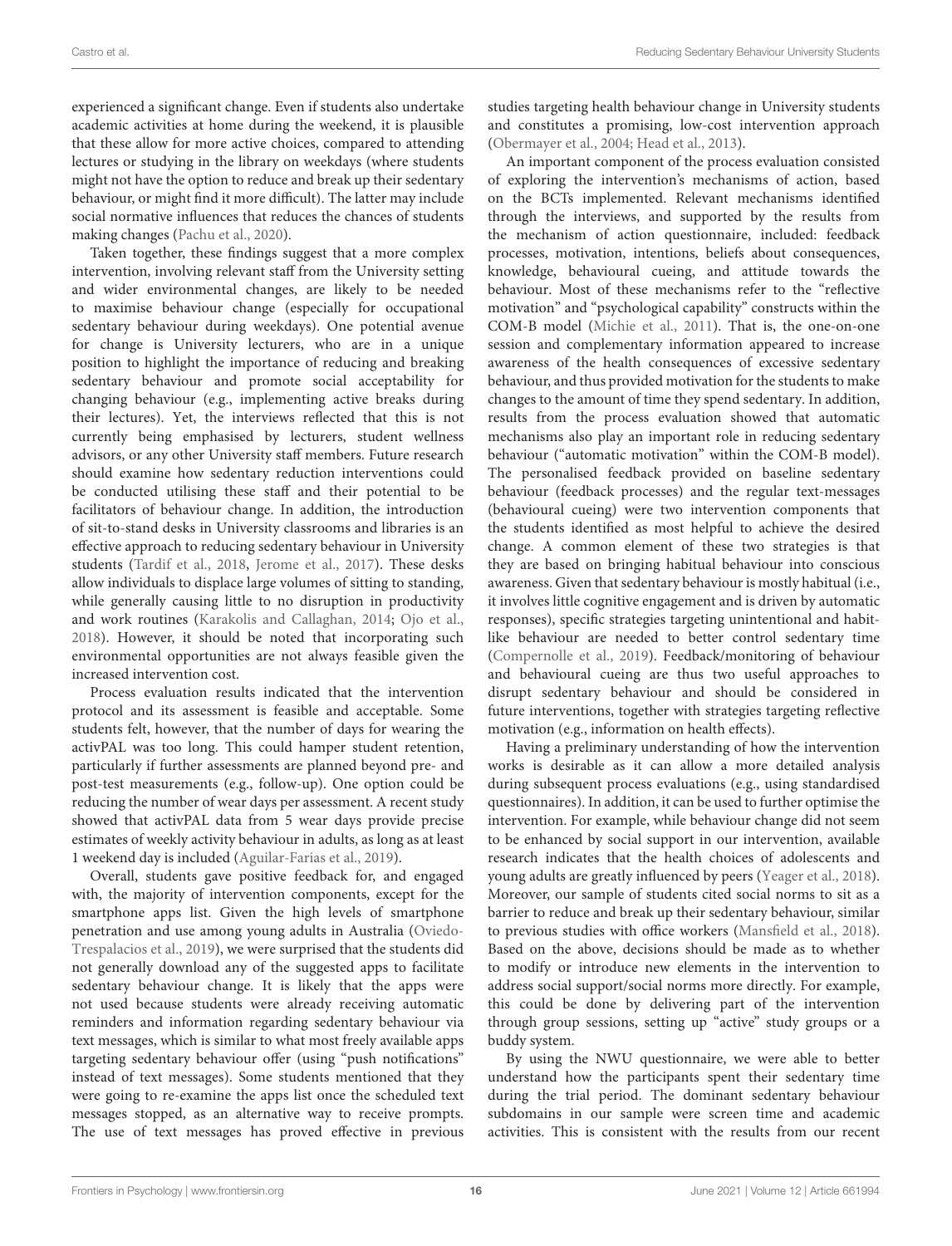experienced a significant change. Even if students also undertake academic activities at home during the weekend, it is plausible that these allow for more active choices, compared to attending lectures or studying in the library on weekdays (where students might not have the option to reduce and break up their sedentary behaviour, or might find it more difficult). The latter may include social normative influences that reduces the chances of students making changes (Pachu et al., 2020).

Taken together, these findings suggest that a more complex intervention, involving relevant staff from the University setting and wider environmental changes, are likely to be needed to maximise behaviour change (especially for occupational sedentary behaviour during weekdays). One potential avenue for change is University lecturers, who are in a unique position to highlight the importance of reducing and breaking sedentary behaviour and promote social acceptability for changing behaviour (e.g., implementing active breaks during their lectures). Yet, the interviews reflected that this is not currently being emphasised by lecturers, student wellness advisors, or any other University staff members. Future research should examine how sedentary reduction interventions could be conducted utilising these staff and their potential to be facilitators of behaviour change. In addition, the introduction of sit-to-stand desks in University classrooms and libraries is an effective approach to reducing sedentary behaviour in University students (Tardif et al., 2018, Jerome et al., 2017). These desks allow individuals to displace large volumes of sitting to standing, while generally causing little to no disruption in productivity and work routines (Karakolis and Callaghan, 2014; Ojo et al., 2018). However, it should be noted that incorporating such environmental opportunities are not always feasible given the increased intervention cost.

Process evaluation results indicated that the intervention protocol and its assessment is feasible and acceptable. Some students felt, however, that the number of days for wearing the activPAL was too long. This could hamper student retention, particularly if further assessments are planned beyond pre- and post-test measurements (e.g., follow-up). One option could be reducing the number of wear days per assessment. A recent study showed that activPAL data from 5 wear days provide precise estimates of weekly activity behaviour in adults, as long as at least 1 weekend day is included (Aguilar-Farias et al., 2019).

Overall, students gave positive feedback for, and engaged with, the majority of intervention components, except for the smartphone apps list. Given the high levels of smartphone penetration and use among young adults in Australia (Oviedo-Trespalacios et al., 2019), we were surprised that the students did not generally download any of the suggested apps to facilitate sedentary behaviour change. It is likely that the apps were not used because students were already receiving automatic reminders and information regarding sedentary behaviour via text messages, which is similar to what most freely available apps targeting sedentary behaviour offer (using "push notifications" instead of text messages). Some students mentioned that they were going to re-examine the apps list once the scheduled text messages stopped, as an alternative way to receive prompts. The use of text messages has proved effective in previous studies targeting health behaviour change in University students and constitutes a promising, low-cost intervention approach (Obermayer et al., 2004; Head et al., 2013).

An important component of the process evaluation consisted of exploring the intervention's mechanisms of action, based on the BCTs implemented. Relevant mechanisms identified through the interviews, and supported by the results from the mechanism of action questionnaire, included: feedback processes, motivation, intentions, beliefs about consequences, knowledge, behavioural cueing, and attitude towards the behaviour. Most of these mechanisms refer to the "reflective motivation" and "psychological capability" constructs within the COM-B model (Michie et al., 2011). That is, the one-on-one session and complementary information appeared to increase awareness of the health consequences of excessive sedentary behaviour, and thus provided motivation for the students to make changes to the amount of time they spend sedentary. In addition, results from the process evaluation showed that automatic mechanisms also play an important role in reducing sedentary behaviour ("automatic motivation" within the COM-B model). The personalised feedback provided on baseline sedentary behaviour (feedback processes) and the regular text-messages (behavioural cueing) were two intervention components that the students identified as most helpful to achieve the desired change. A common element of these two strategies is that they are based on bringing habitual behaviour into conscious awareness. Given that sedentary behaviour is mostly habitual (i.e., it involves little cognitive engagement and is driven by automatic responses), specific strategies targeting unintentional and habit-like behaviour are needed to better control sedentary time (Compernolle et al., 2019). Feedback/monitoring of behaviour and behavioural cueing are thus two useful approaches to disrupt sedentary behaviour and should be considered in future interventions, together with strategies targeting reflective motivation (e.g., information on health effects).

Having a preliminary understanding of how the intervention works is desirable as it can allow a more detailed analysis during subsequent process evaluations (e.g., using standardised questionnaires). In addition, it can be used to further optimise the intervention. For example, while behaviour change did not seem to be enhanced by social support in our intervention, available research indicates that the health choices of adolescents and young adults are greatly influenced by peers (Yeager et al., 2018). Moreover, our sample of students cited social norms to sit as a barrier to reduce and break up their sedentary behaviour, similar to previous studies with office workers (Mansfield et al., 2018). Based on the above, decisions should be made as to whether to modify or introduce new elements in the intervention to address social support/social norms more directly. For example, this could be done by delivering part of the intervention through group sessions, setting up "active" study groups or a buddy system.

By using the NWU questionnaire, we were able to better understand how the participants spent their sedentary time during the trial period. The dominant sedentary behaviour subdomains in our sample were screen time and academic activities. This is consistent with the results from our recent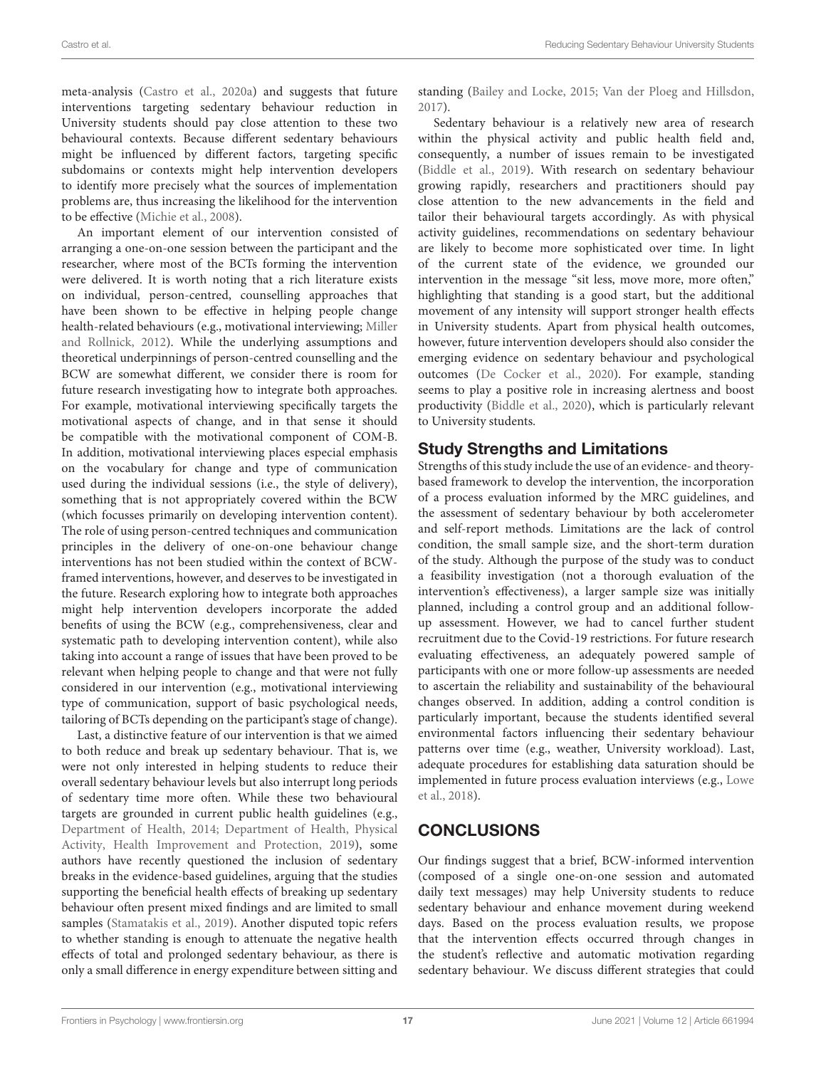meta-analysis (Castro et al., 2020a) and suggests that future interventions targeting sedentary behaviour reduction in University students should pay close attention to these two behavioural contexts. Because different sedentary behaviours might be influenced by different factors, targeting specific subdomains or contexts might help intervention developers to identify more precisely what the sources of implementation problems are, thus increasing the likelihood for the intervention to be effective (Michie et al., 2008).

An important element of our intervention consisted of arranging a one-on-one session between the participant and the researcher, where most of the BCTs forming the intervention were delivered. It is worth noting that a rich literature exists on individual, person-centred, counselling approaches that have been shown to be effective in helping people change health-related behaviours (e.g., motivational interviewing; Miller and Rollnick, 2012). While the underlying assumptions and theoretical underpinnings of person-centred counselling and the BCW are somewhat different, we consider there is room for future research investigating how to integrate both approaches. For example, motivational interviewing specifically targets the motivational aspects of change, and in that sense it should be compatible with the motivational component of COM-B. In addition, motivational interviewing places especial emphasis on the vocabulary for change and type of communication used during the individual sessions (i.e., the style of delivery), something that is not appropriately covered within the BCW (which focusses primarily on developing intervention content). The role of using person-centred techniques and communication principles in the delivery of one-on-one behaviour change interventions has not been studied within the context of BCW-framed interventions, however, and deserves to be investigated in the future. Research exploring how to integrate both approaches might help intervention developers incorporate the added benefits of using the BCW (e.g., comprehensiveness, clear and systematic path to developing intervention content), while also taking into account a range of issues that have been proved to be relevant when helping people to change and that were not fully considered in our intervention (e.g., motivational interviewing type of communication, support of basic psychological needs, tailoring of BCTs depending on the participant's stage of change).

Last, a distinctive feature of our intervention is that we aimed to both reduce and break up sedentary behaviour. That is, we were not only interested in helping students to reduce their overall sedentary behaviour levels but also interrupt long periods of sedentary time more often. While these two behavioural targets are grounded in current public health guidelines (e.g., Department of Health, 2014; Department of Health, Physical Activity, Health Improvement and Protection, 2019), some authors have recently questioned the inclusion of sedentary breaks in the evidence-based guidelines, arguing that the studies supporting the beneficial health effects of breaking up sedentary behaviour often present mixed findings and are limited to small samples (Stamatakis et al., 2019). Another disputed topic refers to whether standing is enough to attenuate the negative health effects of total and prolonged sedentary behaviour, as there is only a small difference in energy expenditure between sitting and standing (Bailey and Locke, 2015; Van der Ploeg and Hillsdon, 2017).

Sedentary behaviour is a relatively new area of research within the physical activity and public health field and, consequently, a number of issues remain to be investigated (Biddle et al., 2019). With research on sedentary behaviour growing rapidly, researchers and practitioners should pay close attention to the new advancements in the field and tailor their behavioural targets accordingly. As with physical activity guidelines, recommendations on sedentary behaviour are likely to become more sophisticated over time. In light of the current state of the evidence, we grounded our intervention in the message "sit less, move more, more often," highlighting that standing is a good start, but the additional movement of any intensity will support stronger health effects in University students. Apart from physical health outcomes, however, future intervention developers should also consider the emerging evidence on sedentary behaviour and psychological outcomes (De Cocker et al., 2020). For example, standing seems to play a positive role in increasing alertness and boost productivity (Biddle et al., 2020), which is particularly relevant to University students.

## Study Strengths and Limitations

Strengths of this study include the use of an evidence- and theory-based framework to develop the intervention, the incorporation of a process evaluation informed by the MRC guidelines, and the assessment of sedentary behaviour by both accelerometer and self-report methods. Limitations are the lack of control condition, the small sample size, and the short-term duration of the study. Although the purpose of the study was to conduct a feasibility investigation (not a thorough evaluation of the intervention's effectiveness), a larger sample size was initially planned, including a control group and an additional follow-up assessment. However, we had to cancel further student recruitment due to the Covid-19 restrictions. For future research evaluating effectiveness, an adequately powered sample of participants with one or more follow-up assessments are needed to ascertain the reliability and sustainability of the behavioural changes observed. In addition, adding a control condition is particularly important, because the students identified several environmental factors influencing their sedentary behaviour patterns over time (e.g., weather, University workload). Last, adequate procedures for establishing data saturation should be implemented in future process evaluation interviews (e.g., Lowe et al., 2018).

# CONCLUSIONS

Our findings suggest that a brief, BCW-informed intervention (composed of a single one-on-one session and automated daily text messages) may help University students to reduce sedentary behaviour and enhance movement during weekend days. Based on the process evaluation results, we propose that the intervention effects occurred through changes in the student's reflective and automatic motivation regarding sedentary behaviour. We discuss different strategies that could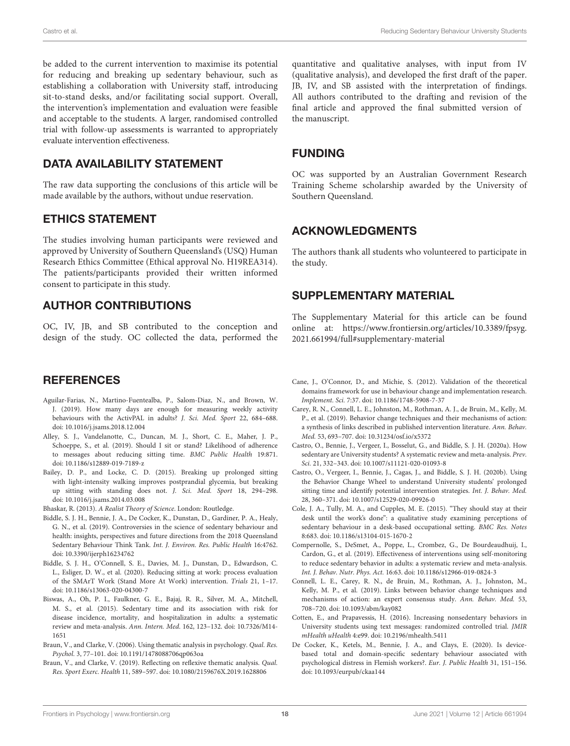be added to the current intervention to maximise its potential for reducing and breaking up sedentary behaviour, such as establishing a collaboration with University staff, introducing sit-to-stand desks, and/or facilitating social support. Overall, the intervention's implementation and evaluation were feasible and acceptable to the students. A larger, randomised controlled trial with follow-up assessments is warranted to appropriately evaluate intervention effectiveness.

## DATA AVAILABILITY STATEMENT

The raw data supporting the conclusions of this article will be made available by the authors, without undue reservation.

## ETHICS STATEMENT

The studies involving human participants were reviewed and approved by University of Southern Queensland's (USQ) Human Research Ethics Committee (Ethical approval No. H19REA314). The patients/participants provided their written informed consent to participate in this study.

## AUTHOR CONTRIBUTIONS

OC, IV, JB, and SB contributed to the conception and design of the study. OC collected the data, performed the quantitative and qualitative analyses, with input from IV (qualitative analysis), and developed the first draft of the paper. JB, IV, and SB assisted with the interpretation of findings. All authors contributed to the drafting and revision of the final article and approved the final submitted version of the manuscript.

## FUNDING

OC was supported by an Australian Government Research Training Scheme scholarship awarded by the University of Southern Queensland.

## ACKNOWLEDGMENTS

The authors thank all students who volunteered to participate in the study.

## SUPPLEMENTARY MATERIAL

The Supplementary Material for this article can be found online at: https://www.frontiersin.org/articles/10.3389/fpsyg.2021.661994/full#supplementary-material

## REFERENCES

Aguilar-Farias, N., Martino-Fuentealba, P., Salom-Diaz, N., and Brown, W. J. (2019). How many days are enough for measuring weekly activity behaviours with the ActivPAL in adults? *J. Sci. Med. Sport* 22, 684–688. doi: 10.1016/j.jsams.2018.12.004

Alley, S. J., Vandelanotte, C., Duncan, M. J., Short, C. E., Maher, J. P., Schoeppe, S., et al. (2019). Should I sit or stand? Likelihood of adherence to messages about reducing sitting time. *BMC Public Health* 19:871. doi: 10.1186/s12889-019-7189-z

Bailey, D. P., and Locke, C. D. (2015). Breaking up prolonged sitting with light-intensity walking improves postprandial glycemia, but breaking up sitting with standing does not. *J. Sci. Med. Sport* 18, 294–298. doi: 10.1016/j.jsams.2014.03.008

Bhaskar, R. (2013). *A Realist Theory of Science*. London: Routledge.

Biddle, S. J. H., Bennie, J. A., De Cocker, K., Dunstan, D., Gardiner, P. A., Healy, G. N., et al. (2019). Controversies in the science of sedentary behaviour and health: insights, perspectives and future directions from the 2018 Queensland Sedentary Behaviour Think Tank. *Int. J. Environ. Res. Public Health* 16:4762. doi: 10.3390/ijerph16234762

Biddle, S. J. H., O'Connell, S. E., Davies, M. J., Dunstan, D., Edwardson, C. L., Esliger, D. W., et al. (2020). Reducing sitting at work: process evaluation of the SMArT Work (Stand More At Work) intervention. *Trials* 21, 1–17. doi: 10.1186/s13063-020-04300-7

Biswas, A., Oh, P. I., Faulkner, G. E., Bajaj, R. R., Silver, M. A., Mitchell, M. S., et al. (2015). Sedentary time and its association with risk for disease incidence, mortality, and hospitalization in adults: a systematic review and meta-analysis. *Ann. Intern. Med.* 162, 123–132. doi: 10.7326/M14-1651

Braun, V., and Clarke, V. (2006). Using thematic analysis in psychology. *Qual. Res. Psychol.* 3, 77–101. doi: 10.1191/1478088706qp063oa

Braun, V., and Clarke, V. (2019). Reflecting on reflexive thematic analysis. *Qual. Res. Sport Exerc. Health* 11, 589–597. doi: 10.1080/2159676X.2019.1628806

Cane, J., O'Connor, D., and Michie, S. (2012). Validation of the theoretical domains framework for use in behaviour change and implementation research. *Implement. Sci.* 7:37. doi: 10.1186/1748-5908-7-37

Carey, R. N., Connell, L. E., Johnston, M., Rothman, A. J., de Bruin, M., Kelly, M. P., et al. (2019). Behavior change techniques and their mechanisms of action: a synthesis of links described in published intervention literature. *Ann. Behav. Med.* 53, 693–707. doi: 10.31234/osf.io/x5372

Castro, O., Bennie, J., Vergeer, I., Bosselut, G., and Biddle, S. J. H. (2020a). How sedentary are University students? A systematic review and meta-analysis. *Prev. Sci.* 21, 332–343. doi: 10.1007/s11121-020-01093-8

Castro, O., Vergeer, I., Bennie, J., Cagas, J., and Biddle, S. J. H. (2020b). Using the Behavior Change Wheel to understand University students' prolonged sitting time and identify potential intervention strategies. *Int. J. Behav. Med.* 28, 360–371. doi: 10.1007/s12529-020-09926-0

Cole, J. A., Tully, M. A., and Cupples, M. E. (2015). "They should stay at their desk until the work's done": a qualitative study examining perceptions of sedentary behaviour in a desk-based occupational setting. *BMC Res. Notes* 8:683. doi: 10.1186/s13104-015-1670-2

Compernolle, S., DeSmet, A., Poppe, L., Crombez, G., De Bourdeaudhuij, I., Cardon, G., et al. (2019). Effectiveness of interventions using self-monitoring to reduce sedentary behavior in adults: a systematic review and meta-analysis. *Int. J. Behav. Nutr. Phys. Act.* 16:63. doi: 10.1186/s12966-019-0824-3

Connell, L. E., Carey, R. N., de Bruin, M., Rothman, A. J., Johnston, M., Kelly, M. P., et al. (2019). Links between behavior change techniques and mechanisms of action: an expert consensus study. *Ann. Behav. Med.* 53, 708–720. doi: 10.1093/abm/kay082

Cotten, E., and Prapavessis, H. (2016). Increasing nonsedentary behaviors in University students using text messages: randomized controlled trial. *JMIR mHealth uHealth* 4:e99. doi: 10.2196/mhealth.5411

De Cocker, K., Ketels, M., Bennie, J. A., and Clays, E. (2020). Is device-based total and domain-specific sedentary behaviour associated with psychological distress in Flemish workers?. *Eur. J. Public Health* 31, 151–156. doi: 10.1093/eurpub/ckaa144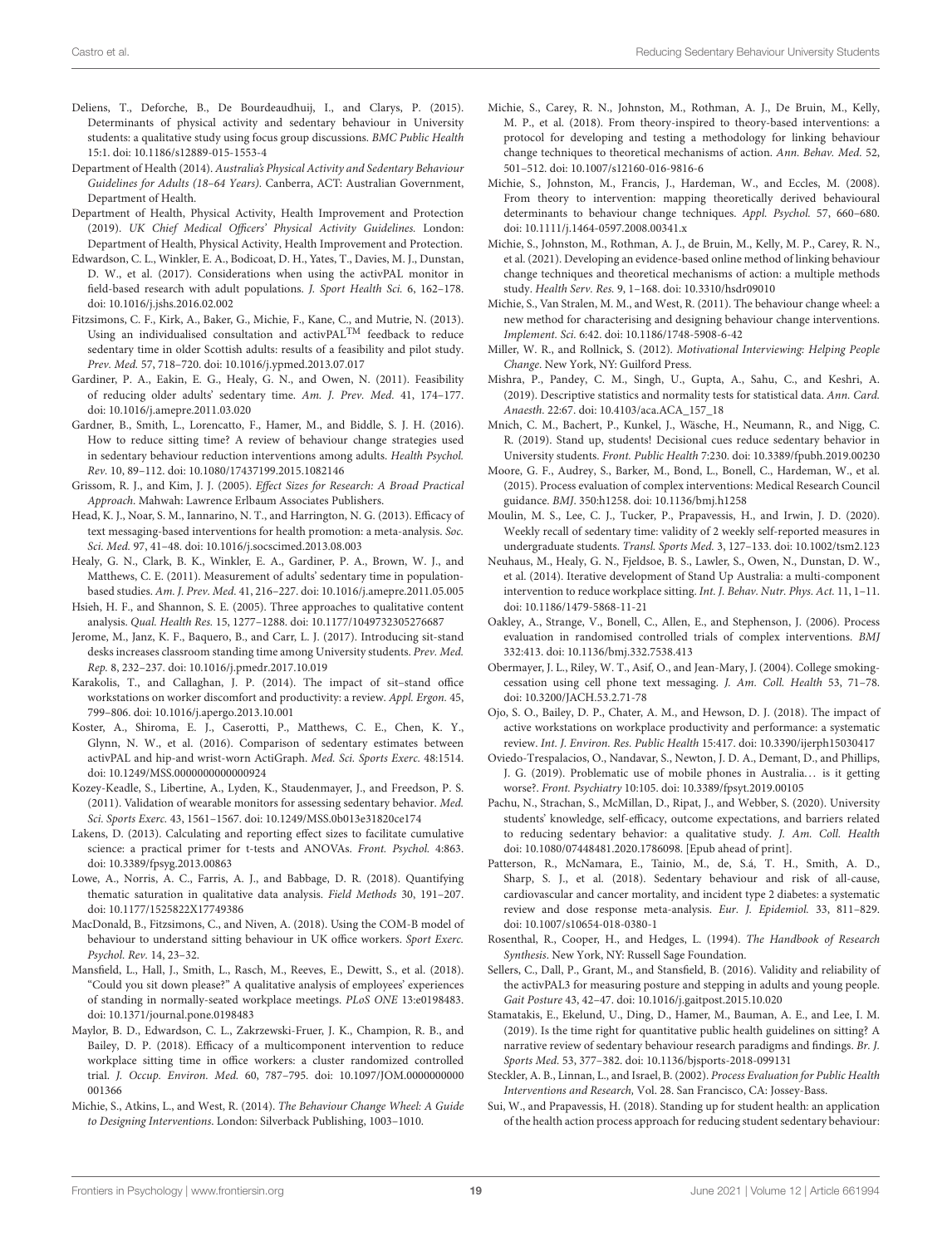Deliens, T., Deforche, B., De Bourdeaudhuij, I., and Clarys, P. (2015). Determinants of physical activity and sedentary behaviour in University students: a qualitative study using focus group discussions. *BMC Public Health* 15:1. doi: 10.1186/s12889-015-1553-4

Department of Health (2014). *Australia's Physical Activity and Sedentary Behaviour Guidelines for Adults (18–64 Years)*. Canberra, ACT: Australian Government, Department of Health.

Department of Health, Physical Activity, Health Improvement and Protection (2019). *UK Chief Medical Officers' Physical Activity Guidelines*. London: Department of Health, Physical Activity, Health Improvement and Protection.

Edwardson, C. L., Winkler, E. A., Bodicoat, D. H., Yates, T., Davies, M. J., Dunstan, D. W., et al. (2017). Considerations when using the activPAL monitor in field-based research with adult populations. *J. Sport Health Sci.* 6, 162–178. doi: 10.1016/j.jshs.2016.02.002

Fitzsimons, C. F., Kirk, A., Baker, G., Michie, F., Kane, C., and Mutrie, N. (2013). Using an individualised consultation and activPAL™ feedback to reduce sedentary time in older Scottish adults: results of a feasibility and pilot study. *Prev. Med.* 57, 718–720. doi: 10.1016/j.ypmed.2013.07.017

Gardiner, P. A., Eakin, E. G., Healy, G. N., and Owen, N. (2011). Feasibility of reducing older adults' sedentary time. *Am. J. Prev. Med.* 41, 174–177. doi: 10.1016/j.amepre.2011.03.020

Gardner, B., Smith, L., Lorencatto, F., Hamer, M., and Biddle, S. J. H. (2016). How to reduce sitting time? A review of behaviour change strategies used in sedentary behaviour reduction interventions among adults. *Health Psychol. Rev.* 10, 89–112. doi: 10.1080/17437199.2015.1082146

Grissom, R. J., and Kim, J. J. (2005). *Effect Sizes for Research: A Broad Practical Approach*. Mahwah: Lawrence Erlbaum Associates Publishers.

Head, K. J., Noar, S. M., Iannarino, N. T., and Harrington, N. G. (2013). Efficacy of text messaging-based interventions for health promotion: a meta-analysis. *Soc. Sci. Med.* 97, 41–48. doi: 10.1016/j.socscimed.2013.08.003

Healy, G. N., Clark, B. K., Winkler, E. A., Gardiner, P. A., Brown, W. J., and Matthews, C. E. (2011). Measurement of adults' sedentary time in population-based studies. *Am. J. Prev. Med.* 41, 216–227. doi: 10.1016/j.amepre.2011.05.005

Hsieh, H. F., and Shannon, S. E. (2005). Three approaches to qualitative content analysis. *Qual. Health Res.* 15, 1277–1288. doi: 10.1177/1049732305276687

Jerome, M., Janz, K. F., Baquero, B., and Carr, L. J. (2017). Introducing sit-stand desks increases classroom standing time among University students. *Prev. Med. Rep.* 8, 232–237. doi: 10.1016/j.pmedr.2017.10.019

Karakolis, T., and Callaghan, J. P. (2014). The impact of sit–stand office workstations on worker discomfort and productivity: a review. *Appl. Ergon.* 45, 799–806. doi: 10.1016/j.apergo.2013.10.001

Koster, A., Shiroma, E. J., Caserotti, P., Matthews, C. E., Chen, K. Y., Glynn, N. W., et al. (2016). Comparison of sedentary estimates between activPAL and hip-and wrist-worn ActiGraph. *Med. Sci. Sports Exerc.* 48:1514. doi: 10.1249/MSS.0000000000000924

Kozey-Keadle, S., Libertine, A., Lyden, K., Staudenmayer, J., and Freedson, P. S. (2011). Validation of wearable monitors for assessing sedentary behavior. *Med. Sci. Sports Exerc.* 43, 1561–1567. doi: 10.1249/MSS.0b013e31820ce174

Lakens, D. (2013). Calculating and reporting effect sizes to facilitate cumulative science: a practical primer for t-tests and ANOVAs. *Front. Psychol.* 4:863. doi: 10.3389/fpsyg.2013.00863

Lowe, A., Norris, A. C., Farris, A. J., and Babbage, D. R. (2018). Quantifying thematic saturation in qualitative data analysis. *Field Methods* 30, 191–207. doi: 10.1177/1525822X17749386

MacDonald, B., Fitzsimons, C., and Niven, A. (2018). Using the COM-B model of behaviour to understand sitting behaviour in UK office workers. *Sport Exerc. Psychol. Rev.* 14, 23–32.

Mansfield, L., Hall, J., Smith, L., Rasch, M., Reeves, E., Dewitt, S., et al. (2018). "Could you sit down please?" A qualitative analysis of employees' experiences of standing in normally-seated workplace meetings. *PLoS ONE* 13:e0198483. doi: 10.1371/journal.pone.0198483

Maylor, B. D., Edwardson, C. L., Zakrzewski-Fruer, J. K., Champion, R. B., and Bailey, D. P. (2018). Efficacy of a multicomponent intervention to reduce workplace sitting time in office workers: a cluster randomized controlled trial. *J. Occup. Environ. Med.* 60, 787–795. doi: 10.1097/JOM.0000000000001366

Michie, S., Atkins, L., and West, R. (2014). *The Behaviour Change Wheel: A Guide to Designing Interventions*. London: Silverback Publishing, 1003–1010.

Michie, S., Carey, R. N., Johnston, M., Rothman, A. J., De Bruin, M., Kelly, M. P., et al. (2018). From theory-inspired to theory-based interventions: a protocol for developing and testing a methodology for linking behaviour change techniques to theoretical mechanisms of action. *Ann. Behav. Med.* 52, 501–512. doi: 10.1007/s12160-016-9816-6

Michie, S., Johnston, M., Francis, J., Hardeman, W., and Eccles, M. (2008). From theory to intervention: mapping theoretically derived behavioural determinants to behaviour change techniques. *Appl. Psychol.* 57, 660–680. doi: 10.1111/j.1464-0597.2008.00341.x

Michie, S., Johnston, M., Rothman, A. J., de Bruin, M., Kelly, M. P., Carey, R. N., et al. (2021). Developing an evidence-based online method of linking behaviour change techniques and theoretical mechanisms of action: a multiple methods study. *Health Serv. Res.* 9, 1–168. doi: 10.3310/hsdr09010

Michie, S., Van Stralen, M. M., and West, R. (2011). The behaviour change wheel: a new method for characterising and designing behaviour change interventions. *Implement. Sci.* 6:42. doi: 10.1186/1748-5908-6-42

Miller, W. R., and Rollnick, S. (2012). *Motivational Interviewing: Helping People Change*. New York, NY: Guilford Press.

Mishra, P., Pandey, C. M., Singh, U., Gupta, A., Sahu, C., and Keshri, A. (2019). Descriptive statistics and normality tests for statistical data. *Ann. Card. Anaesth.* 22:67. doi: 10.4103/aca.ACA_157_18

Mnich, C. M., Bachert, P., Kunkel, J., Wäsche, H., Neumann, R., and Nigg, C. R. (2019). Stand up, students! Decisional cues reduce sedentary behavior in University students. *Front. Public Health* 7:230. doi: 10.3389/fpubh.2019.00230

Moore, G. F., Audrey, S., Barker, M., Bond, L., Bonell, C., Hardeman, W., et al. (2015). Process evaluation of complex interventions: Medical Research Council guidance. *BMJ*. 350:h1258. doi: 10.1136/bmj.h1258

Moulin, M. S., Lee, C. J., Tucker, P., Prapavessis, H., and Irwin, J. D. (2020). Weekly recall of sedentary time: validity of 2 weekly self-reported measures in undergraduate students. *Transl. Sports Med.* 3, 127–133. doi: 10.1002/tsm2.123

Neuhaus, M., Healy, G. N., Fjeldsoe, B. S., Lawler, S., Owen, N., Dunstan, D. W., et al. (2014). Iterative development of Stand Up Australia: a multi-component intervention to reduce workplace sitting. *Int. J. Behav. Nutr. Phys. Act.* 11, 1–11. doi: 10.1186/1479-5868-11-21

Oakley, A., Strange, V., Bonell, C., Allen, E., and Stephenson, J. (2006). Process evaluation in randomised controlled trials of complex interventions. *BMJ* 332:413. doi: 10.1136/bmj.332.7538.413

Obermayer, J. L., Riley, W. T., Asif, O., and Jean-Mary, J. (2004). College smoking-cessation using cell phone text messaging. *J. Am. Coll. Health* 53, 71–78. doi: 10.3200/JACH.53.2.71-78

Ojo, S. O., Bailey, D. P., Chater, A. M., and Hewson, D. J. (2018). The impact of active workstations on workplace productivity and performance: a systematic review. *Int. J. Environ. Res. Public Health* 15:417. doi: 10.3390/ijerph15030417

Oviedo-Trespalacios, O., Nandavar, S., Newton, J. D. A., Demant, D., and Phillips, J. G. (2019). Problematic use of mobile phones in Australia… is it getting worse?. *Front. Psychiatry* 10:105. doi: 10.3389/fpsyt.2019.00105

Pachu, N., Strachan, S., McMillan, D., Ripat, J., and Webber, S. (2020). University students' knowledge, self-efficacy, outcome expectations, and barriers related to reducing sedentary behavior: a qualitative study. *J. Am. Coll. Health* doi: 10.1080/07448481.2020.1786098. [Epub ahead of print].

Patterson, R., McNamara, E., Tainio, M., de, S.á, T. H., Smith, A. D., Sharp, S. J., et al. (2018). Sedentary behaviour and risk of all-cause, cardiovascular and cancer mortality, and incident type 2 diabetes: a systematic review and dose response meta-analysis. *Eur. J. Epidemiol.* 33, 811–829. doi: 10.1007/s10654-018-0380-1

Rosenthal, R., Cooper, H., and Hedges, L. (1994). *The Handbook of Research Synthesis*. New York, NY: Russell Sage Foundation.

Sellers, C., Dall, P., Grant, M., and Stansfield, B. (2016). Validity and reliability of the activPAL3 for measuring posture and stepping in adults and young people. *Gait Posture* 43, 42–47. doi: 10.1016/j.gaitpost.2015.10.020

Stamatakis, E., Ekelund, U., Ding, D., Hamer, M., Bauman, A. E., and Lee, I. M. (2019). Is the time right for quantitative public health guidelines on sitting? A narrative review of sedentary behaviour research paradigms and findings. *Br. J. Sports Med.* 53, 377–382. doi: 10.1136/bjsports-2018-099131

Steckler, A. B., Linnan, L., and Israel, B. (2002). *Process Evaluation for Public Health Interventions and Research*, Vol. 28. San Francisco, CA: Jossey-Bass.

Sui, W., and Prapavessis, H. (2018). Standing up for student health: an application of the health action process approach for reducing student sedentary behaviour: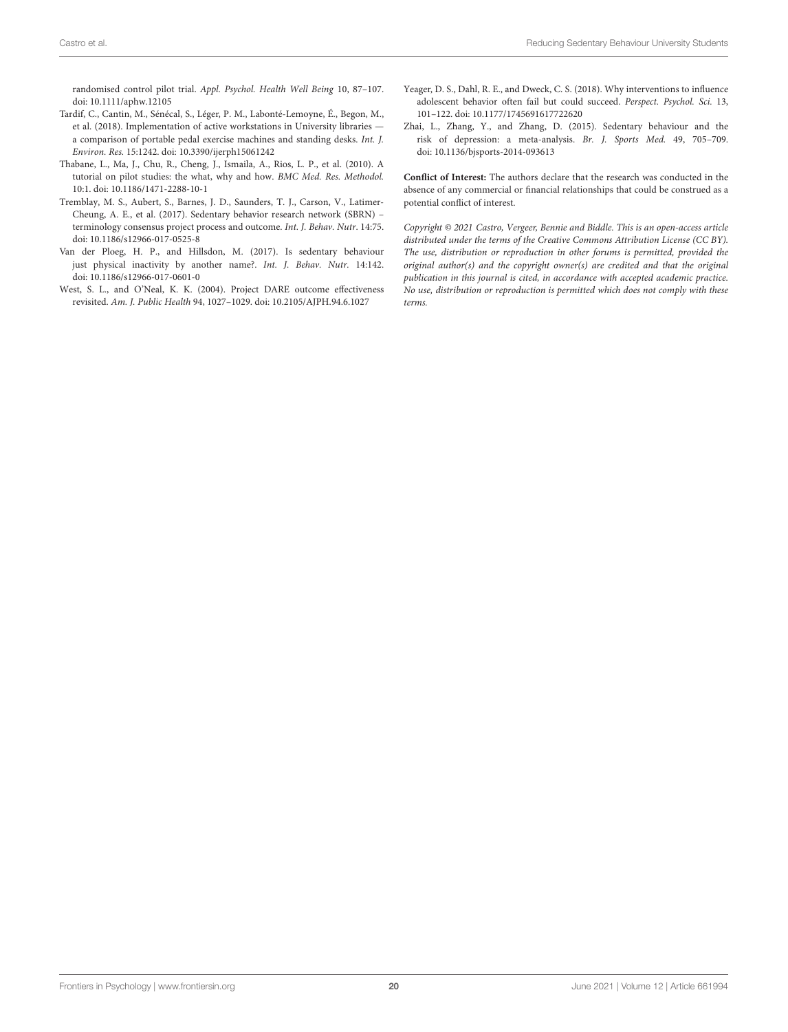randomised control pilot trial. *Appl. Psychol. Health Well Being* 10, 87–107. doi: 10.1111/aphw.12105

Tardif, C., Cantin, M., Sénécal, S., Léger, P. M., Labonté-Lemoyne, É., Begon, M., et al. (2018). Implementation of active workstations in University libraries — a comparison of portable pedal exercise machines and standing desks. *Int. J. Environ. Res.* 15:1242. doi: 10.3390/ijerph15061242

Thabane, L., Ma, J., Chu, R., Cheng, J., Ismaila, A., Rios, L. P., et al. (2010). A tutorial on pilot studies: the what, why and how. *BMC Med. Res. Methodol.* 10:1. doi: 10.1186/1471-2288-10-1

Tremblay, M. S., Aubert, S., Barnes, J. D., Saunders, T. J., Carson, V., Latimer-Cheung, A. E., et al. (2017). Sedentary behavior research network (SBRN) – terminology consensus project process and outcome. *Int. J. Behav. Nutr.* 14:75. doi: 10.1186/s12966-017-0525-8

Van der Ploeg, H. P., and Hillsdon, M. (2017). Is sedentary behaviour just physical inactivity by another name?. *Int. J. Behav. Nutr.* 14:142. doi: 10.1186/s12966-017-0601-0

West, S. L., and O'Neal, K. K. (2004). Project DARE outcome effectiveness revisited. *Am. J. Public Health* 94, 1027–1029. doi: 10.2105/AJPH.94.6.1027

Yeager, D. S., Dahl, R. E., and Dweck, C. S. (2018). Why interventions to influence adolescent behavior often fail but could succeed. *Perspect. Psychol. Sci.* 13, 101–122. doi: 10.1177/1745691617722620

Zhai, L., Zhang, Y., and Zhang, D. (2015). Sedentary behaviour and the risk of depression: a meta-analysis. *Br. J. Sports Med.* 49, 705–709. doi: 10.1136/bjsports-2014-093613

**Conflict of Interest:** The authors declare that the research was conducted in the absence of any commercial or financial relationships that could be construed as a potential conflict of interest.

*Copyright © 2021 Castro, Vergeer, Bennie and Biddle. This is an open-access article distributed under the terms of the Creative Commons Attribution License (CC BY). The use, distribution or reproduction in other forums is permitted, provided the original author(s) and the copyright owner(s) are credited and that the original publication in this journal is cited, in accordance with accepted academic practice. No use, distribution or reproduction is permitted which does not comply with these terms.*